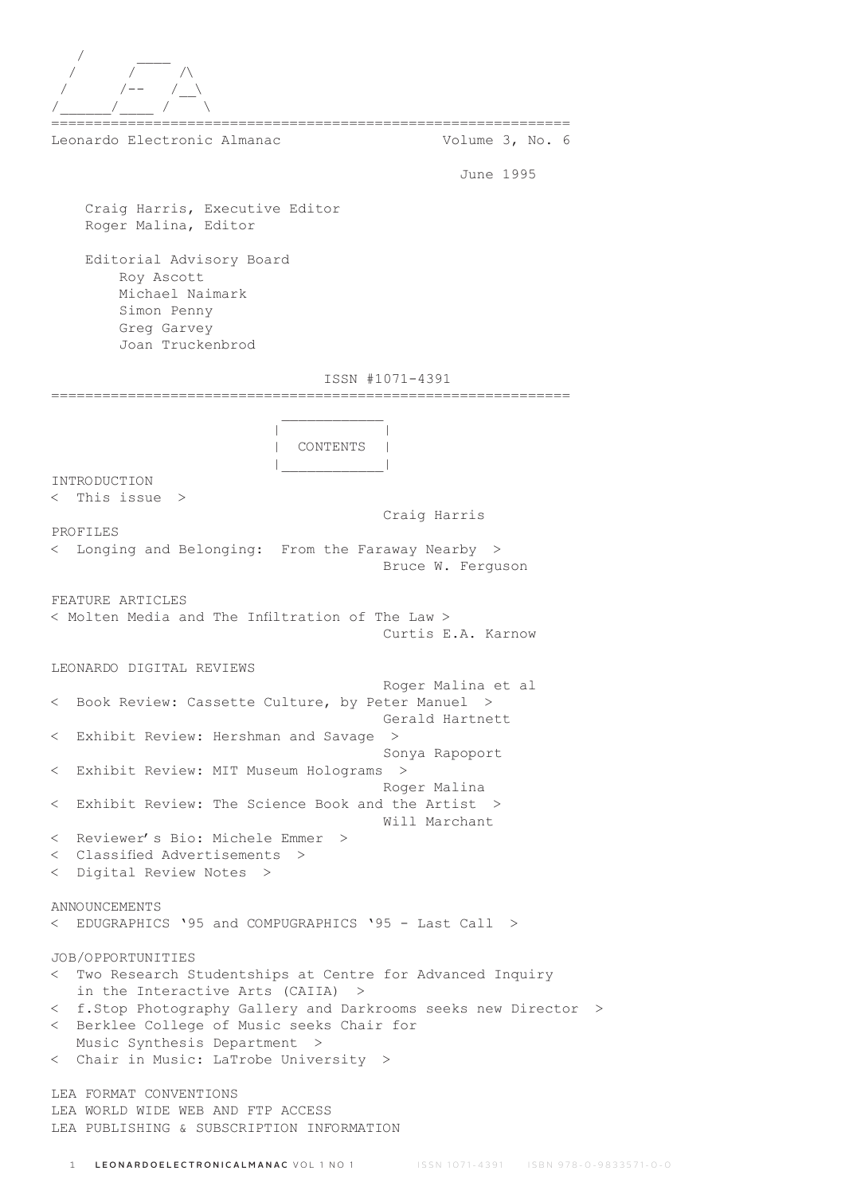```
   /        ____
  /       /      /\
 /       /--    /__\
/______/____ /      \
```

Leonardo Electronic Almanac — Volume 3, No. 6

June 1995

Craig Harris, Executive Editor
Roger Malina, Editor

Editorial Advisory Board
- Roy Ascott
- Michael Naimark
- Simon Penny
- Greg Garvey
- Joan Truckenbrod

ISSN #1071-4391

## CONTENTS

INTRODUCTION
< This issue > — Craig Harris

PROFILES
< Longing and Belonging: From the Faraway Nearby > — Bruce W. Ferguson

FEATURE ARTICLES
< Molten Media and The Infiltration of The Law > — Curtis E.A. Karnow

LEONARDO DIGITAL REVIEWS — Roger Malina et al
< Book Review: Cassette Culture, by Peter Manuel > — Gerald Hartnett
< Exhibit Review: Hershman and Savage > — Sonya Rapoport
< Exhibit Review: MIT Museum Holograms > — Roger Malina
< Exhibit Review: The Science Book and the Artist > — Will Marchant
< Reviewer's Bio: Michele Emmer >
< Classified Advertisements >
< Digital Review Notes >

ANNOUNCEMENTS
< EDUGRAPHICS '95 and COMPUGRAPHICS '95 - Last Call >

JOB/OPPORTUNITIES
< Two Research Studentships at Centre for Advanced Inquiry in the Interactive Arts (CAIIA) >
< f.Stop Photography Gallery and Darkrooms seeks new Director >
< Berklee College of Music seeks Chair for Music Synthesis Department >
< Chair in Music: LaTrobe University >

LEA FORMAT CONVENTIONS
LEA WORLD WIDE WEB AND FTP ACCESS
LEA PUBLISHING & SUBSCRIPTION INFORMATION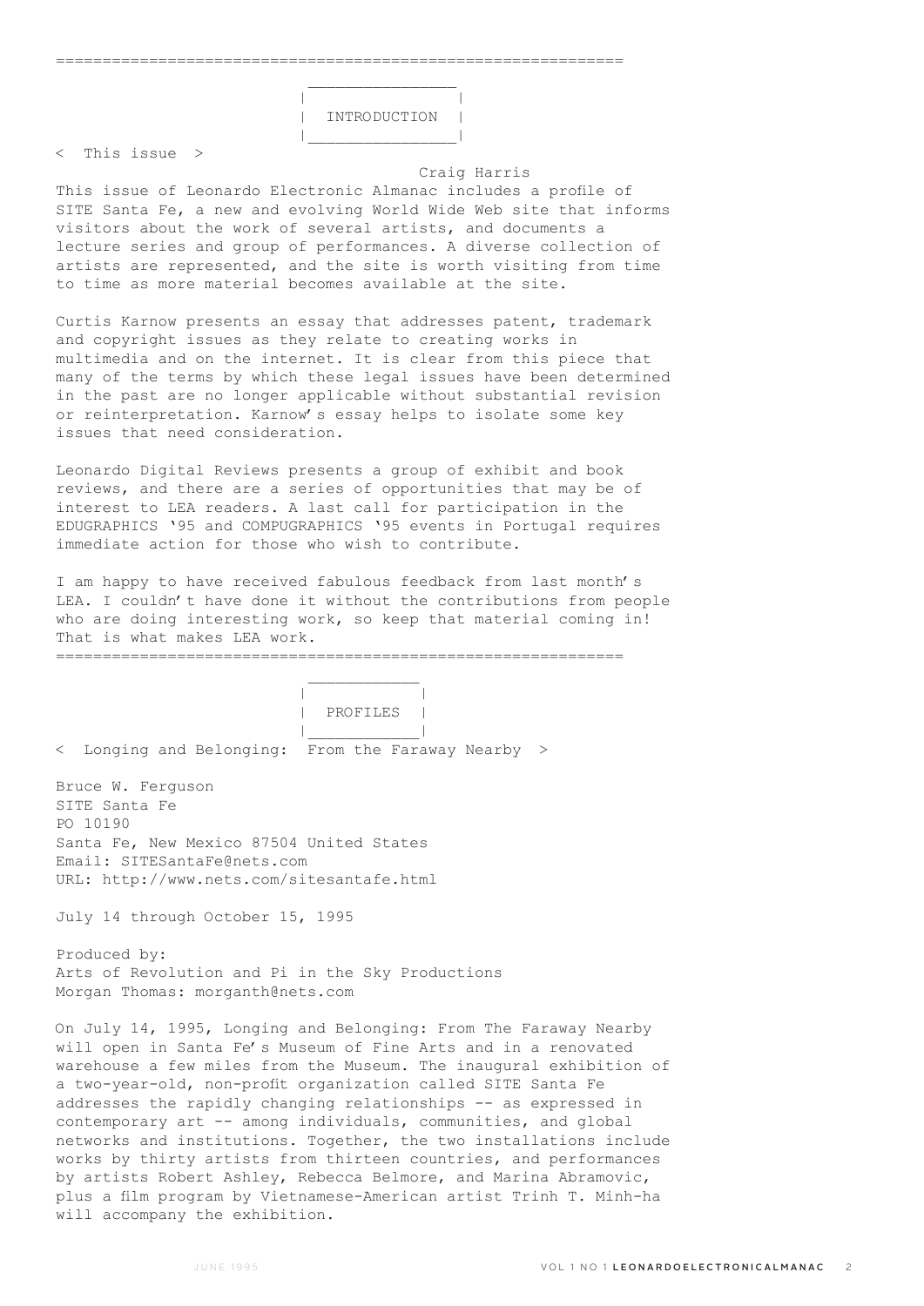## INTRODUCTION

< This issue >

Craig Harris

This issue of Leonardo Electronic Almanac includes a profile of SITE Santa Fe, a new and evolving World Wide Web site that informs visitors about the work of several artists, and documents a lecture series and group of performances. A diverse collection of artists are represented, and the site is worth visiting from time to time as more material becomes available at the site.

Curtis Karnow presents an essay that addresses patent, trademark and copyright issues as they relate to creating works in multimedia and on the internet. It is clear from this piece that many of the terms by which these legal issues have been determined in the past are no longer applicable without substantial revision or reinterpretation. Karnow's essay helps to isolate some key issues that need consideration.

Leonardo Digital Reviews presents a group of exhibit and book reviews, and there are a series of opportunities that may be of interest to LEA readers. A last call for participation in the EDUGRAPHICS '95 and COMPUGRAPHICS '95 events in Portugal requires immediate action for those who wish to contribute.

I am happy to have received fabulous feedback from last month's LEA. I couldn't have done it without the contributions from people who are doing interesting work, so keep that material coming in! That is what makes LEA work.

## PROFILES

< Longing and Belonging: From the Faraway Nearby >

Bruce W. Ferguson
SITE Santa Fe
PO 10190
Santa Fe, New Mexico 87504 United States
Email: SITESantaFe@nets.com
URL: http://www.nets.com/sitesantafe.html

July 14 through October 15, 1995

Produced by:
Arts of Revolution and Pi in the Sky Productions
Morgan Thomas: morganth@nets.com

On July 14, 1995, Longing and Belonging: From The Faraway Nearby will open in Santa Fe's Museum of Fine Arts and in a renovated warehouse a few miles from the Museum. The inaugural exhibition of a two-year-old, non-profit organization called SITE Santa Fe addresses the rapidly changing relationships -- as expressed in contemporary art -- among individuals, communities, and global networks and institutions. Together, the two installations include works by thirty artists from thirteen countries, and performances by artists Robert Ashley, Rebecca Belmore, and Marina Abramovic, plus a film program by Vietnamese-American artist Trinh T. Minh-ha will accompany the exhibition.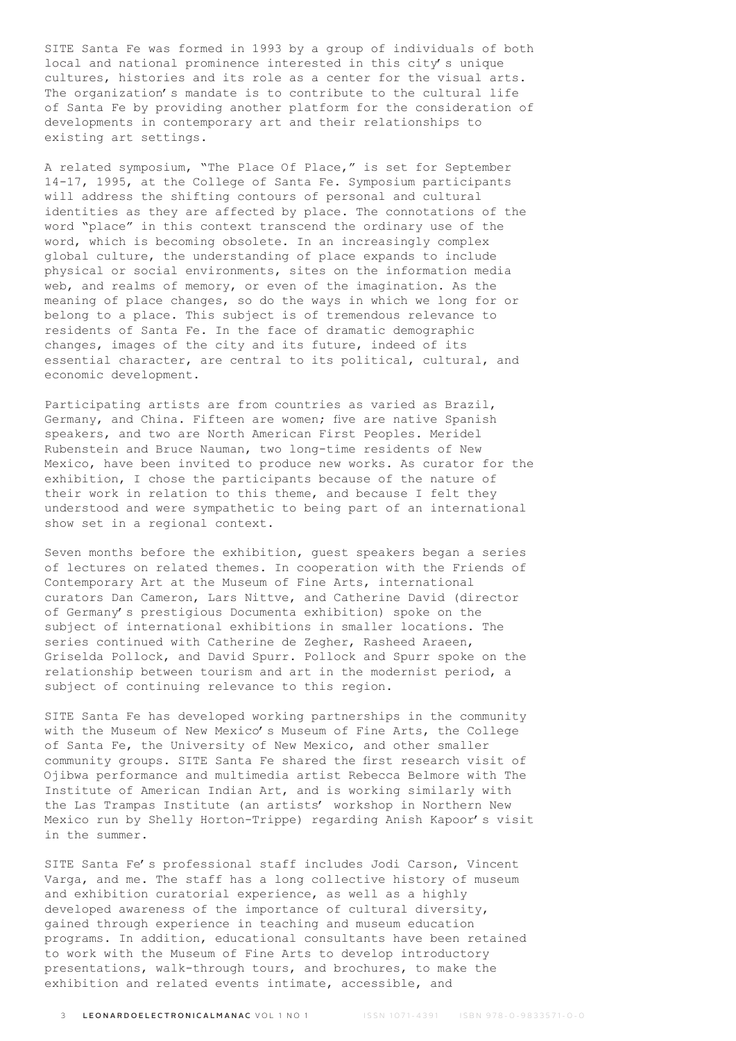SITE Santa Fe was formed in 1993 by a group of individuals of both local and national prominence interested in this city's unique cultures, histories and its role as a center for the visual arts. The organization's mandate is to contribute to the cultural life of Santa Fe by providing another platform for the consideration of developments in contemporary art and their relationships to existing art settings.

A related symposium, "The Place Of Place," is set for September 14-17, 1995, at the College of Santa Fe. Symposium participants will address the shifting contours of personal and cultural identities as they are affected by place. The connotations of the word "place" in this context transcend the ordinary use of the word, which is becoming obsolete. In an increasingly complex global culture, the understanding of place expands to include physical or social environments, sites on the information media web, and realms of memory, or even of the imagination. As the meaning of place changes, so do the ways in which we long for or belong to a place. This subject is of tremendous relevance to residents of Santa Fe. In the face of dramatic demographic changes, images of the city and its future, indeed of its essential character, are central to its political, cultural, and economic development.

Participating artists are from countries as varied as Brazil, Germany, and China. Fifteen are women; five are native Spanish speakers, and two are North American First Peoples. Meridel Rubenstein and Bruce Nauman, two long-time residents of New Mexico, have been invited to produce new works. As curator for the exhibition, I chose the participants because of the nature of their work in relation to this theme, and because I felt they understood and were sympathetic to being part of an international show set in a regional context.

Seven months before the exhibition, guest speakers began a series of lectures on related themes. In cooperation with the Friends of Contemporary Art at the Museum of Fine Arts, international curators Dan Cameron, Lars Nittve, and Catherine David (director of Germany's prestigious Documenta exhibition) spoke on the subject of international exhibitions in smaller locations. The series continued with Catherine de Zegher, Rasheed Araeen, Griselda Pollock, and David Spurr. Pollock and Spurr spoke on the relationship between tourism and art in the modernist period, a subject of continuing relevance to this region.

SITE Santa Fe has developed working partnerships in the community with the Museum of New Mexico's Museum of Fine Arts, the College of Santa Fe, the University of New Mexico, and other smaller community groups. SITE Santa Fe shared the first research visit of Ojibwa performance and multimedia artist Rebecca Belmore with The Institute of American Indian Art, and is working similarly with the Las Trampas Institute (an artists' workshop in Northern New Mexico run by Shelly Horton-Trippe) regarding Anish Kapoor's visit in the summer.

SITE Santa Fe's professional staff includes Jodi Carson, Vincent Varga, and me. The staff has a long collective history of museum and exhibition curatorial experience, as well as a highly developed awareness of the importance of cultural diversity, gained through experience in teaching and museum education programs. In addition, educational consultants have been retained to work with the Museum of Fine Arts to develop introductory presentations, walk-through tours, and brochures, to make the exhibition and related events intimate, accessible, and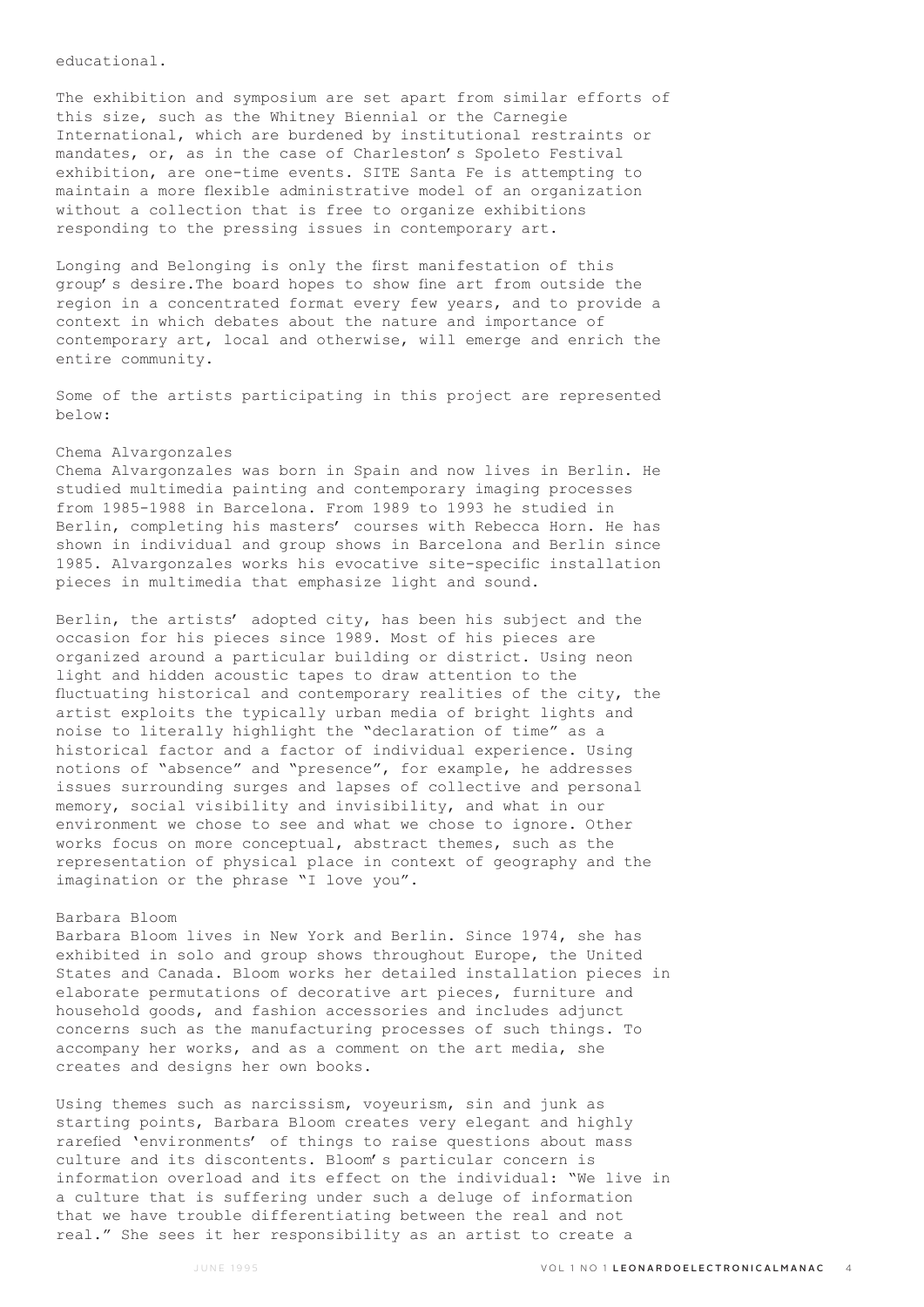educational.

The exhibition and symposium are set apart from similar efforts of this size, such as the Whitney Biennial or the Carnegie International, which are burdened by institutional restraints or mandates, or, as in the case of Charleston's Spoleto Festival exhibition, are one-time events. SITE Santa Fe is attempting to maintain a more flexible administrative model of an organization without a collection that is free to organize exhibitions responding to the pressing issues in contemporary art.

Longing and Belonging is only the first manifestation of this group's desire.The board hopes to show fine art from outside the region in a concentrated format every few years, and to provide a context in which debates about the nature and importance of contemporary art, local and otherwise, will emerge and enrich the entire community.

Some of the artists participating in this project are represented below:

Chema Alvargonzales

Chema Alvargonzales was born in Spain and now lives in Berlin. He studied multimedia painting and contemporary imaging processes from 1985-1988 in Barcelona. From 1989 to 1993 he studied in Berlin, completing his masters' courses with Rebecca Horn. He has shown in individual and group shows in Barcelona and Berlin since 1985. Alvargonzales works his evocative site-specific installation pieces in multimedia that emphasize light and sound.

Berlin, the artists' adopted city, has been his subject and the occasion for his pieces since 1989. Most of his pieces are organized around a particular building or district. Using neon light and hidden acoustic tapes to draw attention to the fluctuating historical and contemporary realities of the city, the artist exploits the typically urban media of bright lights and noise to literally highlight the "declaration of time" as a historical factor and a factor of individual experience. Using notions of "absence" and "presence", for example, he addresses issues surrounding surges and lapses of collective and personal memory, social visibility and invisibility, and what in our environment we chose to see and what we chose to ignore. Other works focus on more conceptual, abstract themes, such as the representation of physical place in context of geography and the imagination or the phrase "I love you".

Barbara Bloom

Barbara Bloom lives in New York and Berlin. Since 1974, she has exhibited in solo and group shows throughout Europe, the United States and Canada. Bloom works her detailed installation pieces in elaborate permutations of decorative art pieces, furniture and household goods, and fashion accessories and includes adjunct concerns such as the manufacturing processes of such things. To accompany her works, and as a comment on the art media, she creates and designs her own books.

Using themes such as narcissism, voyeurism, sin and junk as starting points, Barbara Bloom creates very elegant and highly rarefied 'environments' of things to raise questions about mass culture and its discontents. Bloom's particular concern is information overload and its effect on the individual: "We live in a culture that is suffering under such a deluge of information that we have trouble differentiating between the real and not real." She sees it her responsibility as an artist to create a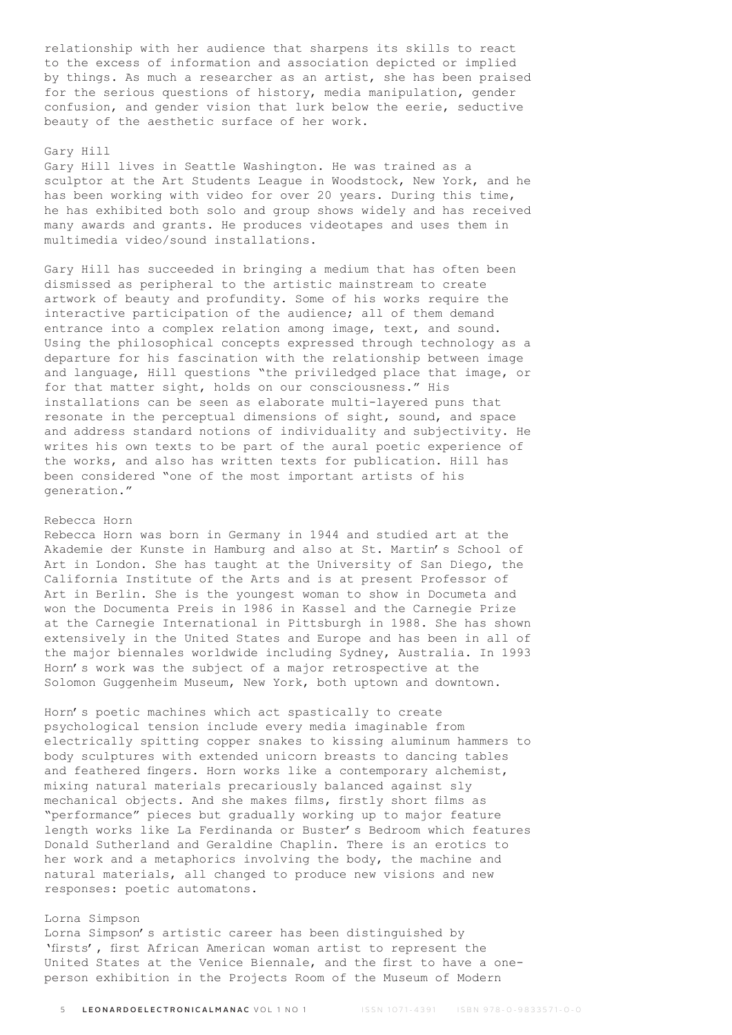relationship with her audience that sharpens its skills to react to the excess of information and association depicted or implied by things. As much a researcher as an artist, she has been praised for the serious questions of history, media manipulation, gender confusion, and gender vision that lurk below the eerie, seductive beauty of the aesthetic surface of her work.

### Gary Hill

Gary Hill lives in Seattle Washington. He was trained as a sculptor at the Art Students League in Woodstock, New York, and he has been working with video for over 20 years. During this time, he has exhibited both solo and group shows widely and has received many awards and grants. He produces videotapes and uses them in multimedia video/sound installations.

Gary Hill has succeeded in bringing a medium that has often been dismissed as peripheral to the artistic mainstream to create artwork of beauty and profundity. Some of his works require the interactive participation of the audience; all of them demand entrance into a complex relation among image, text, and sound. Using the philosophical concepts expressed through technology as a departure for his fascination with the relationship between image and language, Hill questions "the priviledged place that image, or for that matter sight, holds on our consciousness." His installations can be seen as elaborate multi-layered puns that resonate in the perceptual dimensions of sight, sound, and space and address standard notions of individuality and subjectivity. He writes his own texts to be part of the aural poetic experience of the works, and also has written texts for publication. Hill has been considered "one of the most important artists of his generation."

### Rebecca Horn

Rebecca Horn was born in Germany in 1944 and studied art at the Akademie der Kunste in Hamburg and also at St. Martin's School of Art in London. She has taught at the University of San Diego, the California Institute of the Arts and is at present Professor of Art in Berlin. She is the youngest woman to show in Documeta and won the Documenta Preis in 1986 in Kassel and the Carnegie Prize at the Carnegie International in Pittsburgh in 1988. She has shown extensively in the United States and Europe and has been in all of the major biennales worldwide including Sydney, Australia. In 1993 Horn's work was the subject of a major retrospective at the Solomon Guggenheim Museum, New York, both uptown and downtown.

Horn's poetic machines which act spastically to create psychological tension include every media imaginable from electrically spitting copper snakes to kissing aluminum hammers to body sculptures with extended unicorn breasts to dancing tables and feathered fingers. Horn works like a contemporary alchemist, mixing natural materials precariously balanced against sly mechanical objects. And she makes films, firstly short films as "performance" pieces but gradually working up to major feature length works like La Ferdinanda or Buster's Bedroom which features Donald Sutherland and Geraldine Chaplin. There is an erotics to her work and a metaphorics involving the body, the machine and natural materials, all changed to produce new visions and new responses: poetic automatons.

### Lorna Simpson

Lorna Simpson's artistic career has been distinguished by 'firsts', first African American woman artist to represent the United States at the Venice Biennale, and the first to have a one-person exhibition in the Projects Room of the Museum of Modern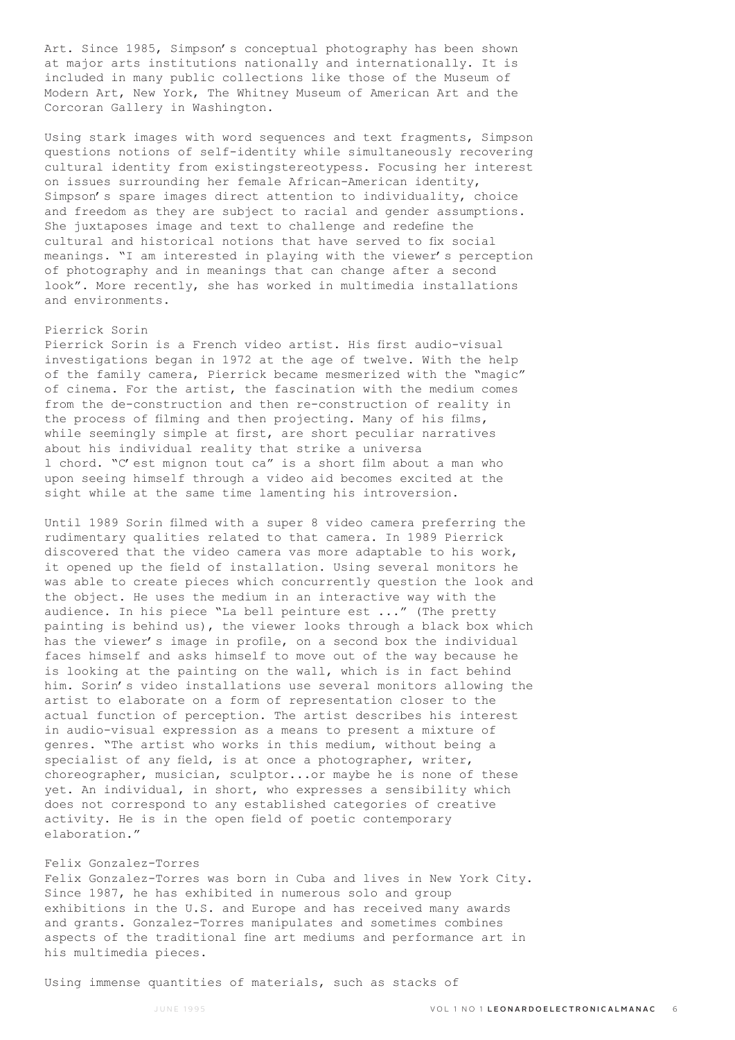Art. Since 1985, Simpson's conceptual photography has been shown at major arts institutions nationally and internationally. It is included in many public collections like those of the Museum of Modern Art, New York, The Whitney Museum of American Art and the Corcoran Gallery in Washington.

Using stark images with word sequences and text fragments, Simpson questions notions of self-identity while simultaneously recovering cultural identity from existingstereotypess. Focusing her interest on issues surrounding her female African-American identity, Simpson's spare images direct attention to individuality, choice and freedom as they are subject to racial and gender assumptions. She juxtaposes image and text to challenge and redefine the cultural and historical notions that have served to fix social meanings. "I am interested in playing with the viewer's perception of photography and in meanings that can change after a second look". More recently, she has worked in multimedia installations and environments.

### Pierrick Sorin

Pierrick Sorin is a French video artist. His first audio-visual investigations began in 1972 at the age of twelve. With the help of the family camera, Pierrick became mesmerized with the "magic" of cinema. For the artist, the fascination with the medium comes from the de-construction and then re-construction of reality in the process of filming and then projecting. Many of his films, while seemingly simple at first, are short peculiar narratives about his individual reality that strike a universa l chord. "C'est mignon tout ca" is a short film about a man who upon seeing himself through a video aid becomes excited at the sight while at the same time lamenting his introversion.

Until 1989 Sorin filmed with a super 8 video camera preferring the rudimentary qualities related to that camera. In 1989 Pierrick discovered that the video camera vas more adaptable to his work, it opened up the field of installation. Using several monitors he was able to create pieces which concurrently question the look and the object. He uses the medium in an interactive way with the audience. In his piece "La bell peinture est ..." (The pretty painting is behind us), the viewer looks through a black box which has the viewer's image in profile, on a second box the individual faces himself and asks himself to move out of the way because he is looking at the painting on the wall, which is in fact behind him. Sorin's video installations use several monitors allowing the artist to elaborate on a form of representation closer to the actual function of perception. The artist describes his interest in audio-visual expression as a means to present a mixture of genres. "The artist who works in this medium, without being a specialist of any field, is at once a photographer, writer, choreographer, musician, sculptor...or maybe he is none of these yet. An individual, in short, who expresses a sensibility which does not correspond to any established categories of creative activity. He is in the open field of poetic contemporary elaboration."

### Felix Gonzalez-Torres

Felix Gonzalez-Torres was born in Cuba and lives in New York City. Since 1987, he has exhibited in numerous solo and group exhibitions in the U.S. and Europe and has received many awards and grants. Gonzalez-Torres manipulates and sometimes combines aspects of the traditional fine art mediums and performance art in his multimedia pieces.

Using immense quantities of materials, such as stacks of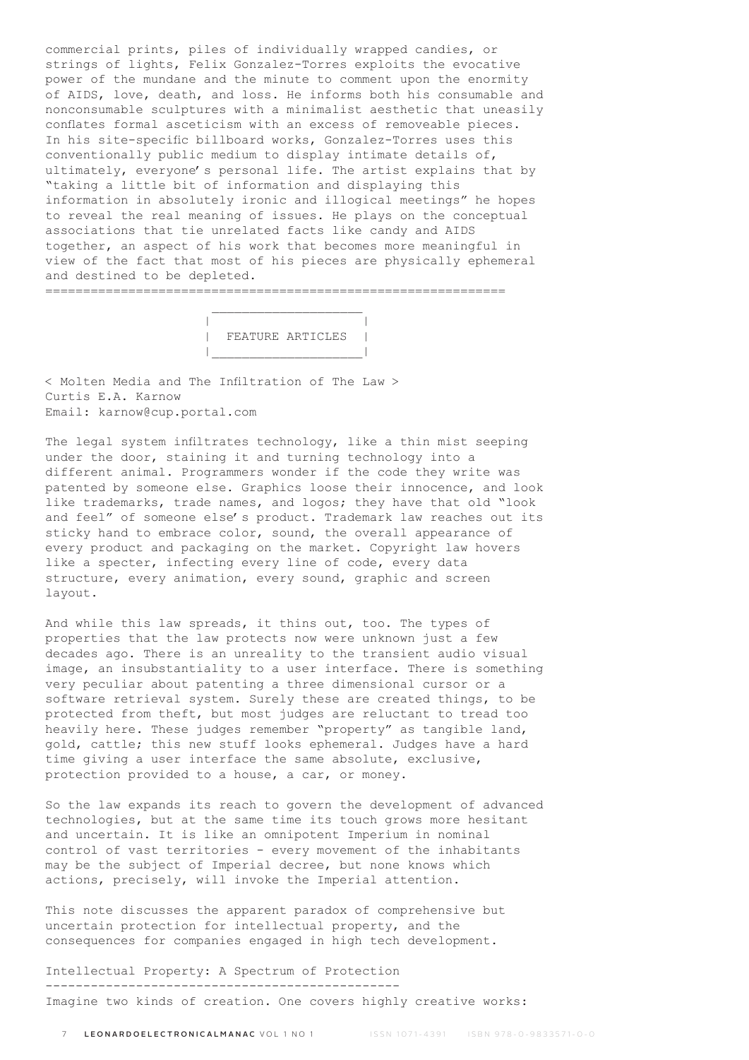commercial prints, piles of individually wrapped candies, or strings of lights, Felix Gonzalez-Torres exploits the evocative power of the mundane and the minute to comment upon the enormity of AIDS, love, death, and loss. He informs both his consumable and nonconsumable sculptures with a minimalist aesthetic that uneasily conflates formal asceticism with an excess of removeable pieces. In his site-specific billboard works, Gonzalez-Torres uses this conventionally public medium to display intimate details of, ultimately, everyone's personal life. The artist explains that by "taking a little bit of information and displaying this information in absolutely ironic and illogical meetings" he hopes to reveal the real meaning of issues. He plays on the conceptual associations that tie unrelated facts like candy and AIDS together, an aspect of his work that becomes more meaningful in view of the fact that most of his pieces are physically ephemeral and destined to be depleted.

---

## FEATURE ARTICLES

### < Molten Media and The Infiltration of The Law >

Curtis E.A. Karnow
Email: karnow@cup.portal.com

The legal system infiltrates technology, like a thin mist seeping under the door, staining it and turning technology into a different animal. Programmers wonder if the code they write was patented by someone else. Graphics loose their innocence, and look like trademarks, trade names, and logos; they have that old "look and feel" of someone else's product. Trademark law reaches out its sticky hand to embrace color, sound, the overall appearance of every product and packaging on the market. Copyright law hovers like a specter, infecting every line of code, every data structure, every animation, every sound, graphic and screen layout.

And while this law spreads, it thins out, too. The types of properties that the law protects now were unknown just a few decades ago. There is an unreality to the transient audio visual image, an insubstantiality to a user interface. There is something very peculiar about patenting a three dimensional cursor or a software retrieval system. Surely these are created things, to be protected from theft, but most judges are reluctant to tread too heavily here. These judges remember "property" as tangible land, gold, cattle; this new stuff looks ephemeral. Judges have a hard time giving a user interface the same absolute, exclusive, protection provided to a house, a car, or money.

So the law expands its reach to govern the development of advanced technologies, but at the same time its touch grows more hesitant and uncertain. It is like an omnipotent Imperium in nominal control of vast territories - every movement of the inhabitants may be the subject of Imperial decree, but none knows which actions, precisely, will invoke the Imperial attention.

This note discusses the apparent paradox of comprehensive but uncertain protection for intellectual property, and the consequences for companies engaged in high tech development.

#### Intellectual Property: A Spectrum of Protection

Imagine two kinds of creation. One covers highly creative works: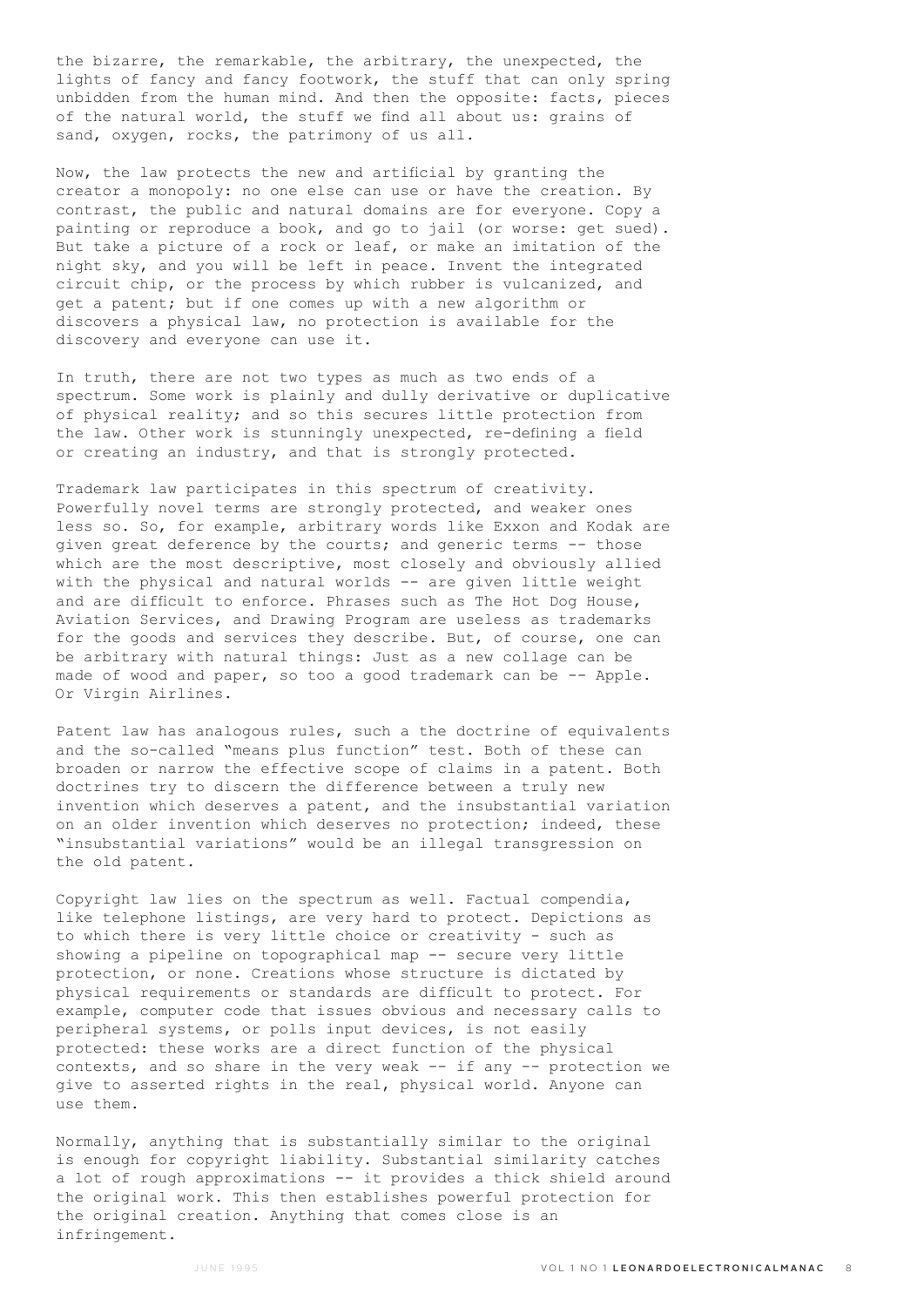the bizarre, the remarkable, the arbitrary, the unexpected, the lights of fancy and fancy footwork, the stuff that can only spring unbidden from the human mind. And then the opposite: facts, pieces of the natural world, the stuff we find all about us: grains of sand, oxygen, rocks, the patrimony of us all.

Now, the law protects the new and artificial by granting the creator a monopoly: no one else can use or have the creation. By contrast, the public and natural domains are for everyone. Copy a painting or reproduce a book, and go to jail (or worse: get sued). But take a picture of a rock or leaf, or make an imitation of the night sky, and you will be left in peace. Invent the integrated circuit chip, or the process by which rubber is vulcanized, and get a patent; but if one comes up with a new algorithm or discovers a physical law, no protection is available for the discovery and everyone can use it.

In truth, there are not two types as much as two ends of a spectrum. Some work is plainly and dully derivative or duplicative of physical reality; and so this secures little protection from the law. Other work is stunningly unexpected, re-defining a field or creating an industry, and that is strongly protected.

Trademark law participates in this spectrum of creativity. Powerfully novel terms are strongly protected, and weaker ones less so. So, for example, arbitrary words like Exxon and Kodak are given great deference by the courts; and generic terms -- those which are the most descriptive, most closely and obviously allied with the physical and natural worlds -- are given little weight and are difficult to enforce. Phrases such as The Hot Dog House, Aviation Services, and Drawing Program are useless as trademarks for the goods and services they describe. But, of course, one can be arbitrary with natural things: Just as a new collage can be made of wood and paper, so too a good trademark can be -- Apple. Or Virgin Airlines.

Patent law has analogous rules, such a the doctrine of equivalents and the so-called "means plus function" test. Both of these can broaden or narrow the effective scope of claims in a patent. Both doctrines try to discern the difference between a truly new invention which deserves a patent, and the insubstantial variation on an older invention which deserves no protection; indeed, these "insubstantial variations" would be an illegal transgression on the old patent.

Copyright law lies on the spectrum as well. Factual compendia, like telephone listings, are very hard to protect. Depictions as to which there is very little choice or creativity - such as showing a pipeline on topographical map -- secure very little protection, or none. Creations whose structure is dictated by physical requirements or standards are difficult to protect. For example, computer code that issues obvious and necessary calls to peripheral systems, or polls input devices, is not easily protected: these works are a direct function of the physical contexts, and so share in the very weak -- if any -- protection we give to asserted rights in the real, physical world. Anyone can use them.

Normally, anything that is substantially similar to the original is enough for copyright liability. Substantial similarity catches a lot of rough approximations -- it provides a thick shield around the original work. This then establishes powerful protection for the original creation. Anything that comes close is an infringement.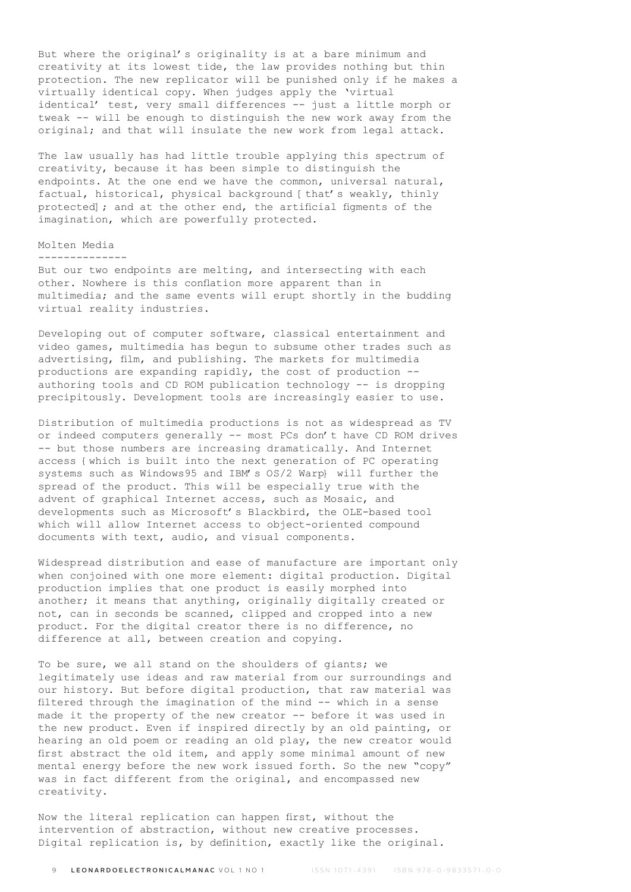But where the original's originality is at a bare minimum and creativity at its lowest tide, the law provides nothing but thin protection. The new replicator will be punished only if he makes a virtually identical copy. When judges apply the 'virtual identical' test, very small differences -- just a little morph or tweak -- will be enough to distinguish the new work away from the original; and that will insulate the new work from legal attack.

The law usually has had little trouble applying this spectrum of creativity, because it has been simple to distinguish the endpoints. At the one end we have the common, universal natural, factual, historical, physical background [ that's weakly, thinly protected] ; and at the other end, the artificial figments of the imagination, which are powerfully protected.

## Molten Media

But our two endpoints are melting, and intersecting with each other. Nowhere is this conflation more apparent than in multimedia; and the same events will erupt shortly in the budding virtual reality industries.

Developing out of computer software, classical entertainment and video games, multimedia has begun to subsume other trades such as advertising, film, and publishing. The markets for multimedia productions are expanding rapidly, the cost of production -- authoring tools and CD ROM publication technology -- is dropping precipitously. Development tools are increasingly easier to use.

Distribution of multimedia productions is not as widespread as TV or indeed computers generally -- most PCs don't have CD ROM drives -- but those numbers are increasing dramatically. And Internet access { which is built into the next generation of PC operating systems such as Windows95 and IBM's OS/2 Warp} will further the spread of the product. This will be especially true with the advent of graphical Internet access, such as Mosaic, and developments such as Microsoft's Blackbird, the OLE-based tool which will allow Internet access to object-oriented compound documents with text, audio, and visual components.

Widespread distribution and ease of manufacture are important only when conjoined with one more element: digital production. Digital production implies that one product is easily morphed into another; it means that anything, originally digitally created or not, can in seconds be scanned, clipped and cropped into a new product. For the digital creator there is no difference, no difference at all, between creation and copying.

To be sure, we all stand on the shoulders of giants; we legitimately use ideas and raw material from our surroundings and our history. But before digital production, that raw material was filtered through the imagination of the mind -- which in a sense made it the property of the new creator -- before it was used in the new product. Even if inspired directly by an old painting, or hearing an old poem or reading an old play, the new creator would first abstract the old item, and apply some minimal amount of new mental energy before the new work issued forth. So the new "copy" was in fact different from the original, and encompassed new creativity.

Now the literal replication can happen first, without the intervention of abstraction, without new creative processes. Digital replication is, by definition, exactly like the original.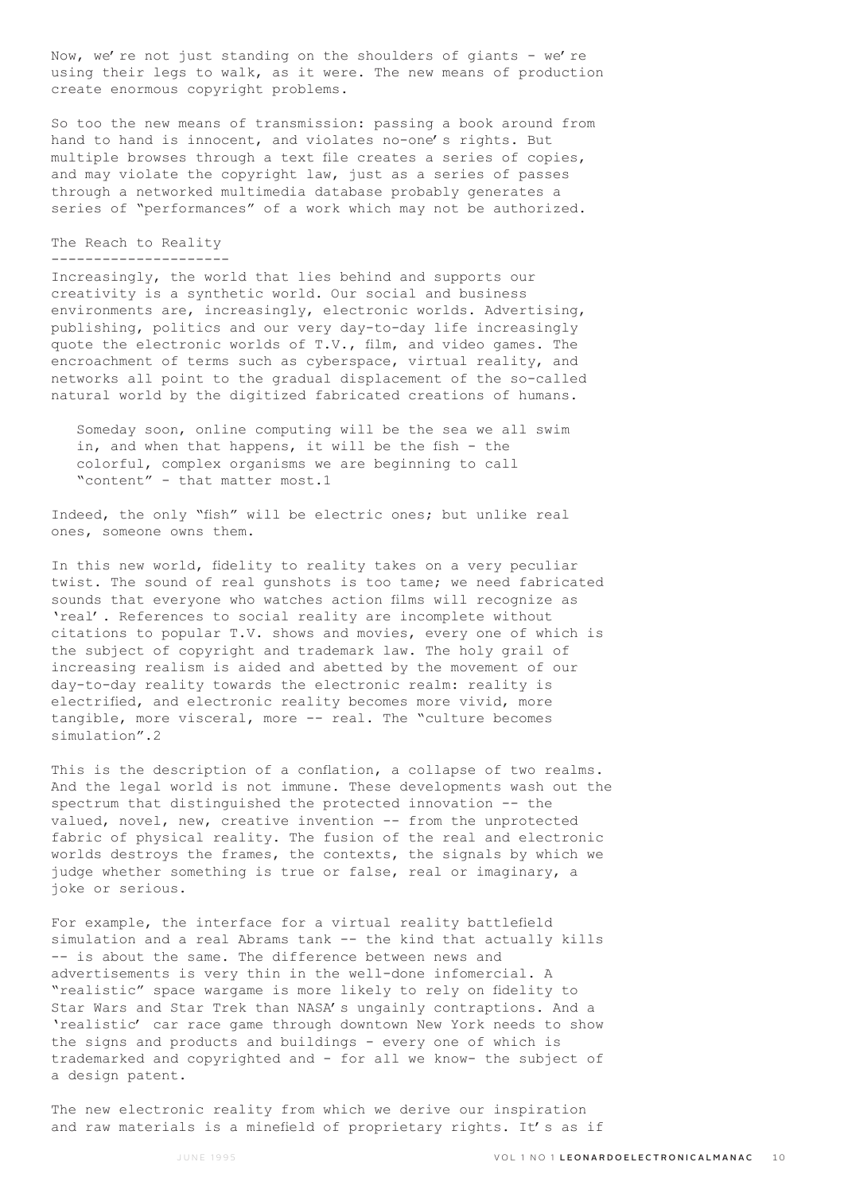Now, we're not just standing on the shoulders of giants - we're using their legs to walk, as it were. The new means of production create enormous copyright problems.

So too the new means of transmission: passing a book around from hand to hand is innocent, and violates no-one's rights. But multiple browses through a text file creates a series of copies, and may violate the copyright law, just as a series of passes through a networked multimedia database probably generates a series of "performances" of a work which may not be authorized.

## The Reach to Reality

Increasingly, the world that lies behind and supports our creativity is a synthetic world. Our social and business environments are, increasingly, electronic worlds. Advertising, publishing, politics and our very day-to-day life increasingly quote the electronic worlds of T.V., film, and video games. The encroachment of terms such as cyberspace, virtual reality, and networks all point to the gradual displacement of the so-called natural world by the digitized fabricated creations of humans.

> Someday soon, online computing will be the sea we all swim in, and when that happens, it will be the fish - the colorful, complex organisms we are beginning to call "content" - that matter most.[1]

Indeed, the only "fish" will be electric ones; but unlike real ones, someone owns them.

In this new world, fidelity to reality takes on a very peculiar twist. The sound of real gunshots is too tame; we need fabricated sounds that everyone who watches action films will recognize as 'real'. References to social reality are incomplete without citations to popular T.V. shows and movies, every one of which is the subject of copyright and trademark law. The holy grail of increasing realism is aided and abetted by the movement of our day-to-day reality towards the electronic realm: reality is electrified, and electronic reality becomes more vivid, more tangible, more visceral, more -- real. The "culture becomes simulation".[2]

This is the description of a conflation, a collapse of two realms. And the legal world is not immune. These developments wash out the spectrum that distinguished the protected innovation -- the valued, novel, new, creative invention -- from the unprotected fabric of physical reality. The fusion of the real and electronic worlds destroys the frames, the contexts, the signals by which we judge whether something is true or false, real or imaginary, a joke or serious.

For example, the interface for a virtual reality battlefield simulation and a real Abrams tank -- the kind that actually kills -- is about the same. The difference between news and advertisements is very thin in the well-done infomercial. A "realistic" space wargame is more likely to rely on fidelity to Star Wars and Star Trek than NASA's ungainly contraptions. And a 'realistic' car race game through downtown New York needs to show the signs and products and buildings - every one of which is trademarked and copyrighted and - for all we know- the subject of a design patent.

The new electronic reality from which we derive our inspiration and raw materials is a minefield of proprietary rights. It's as if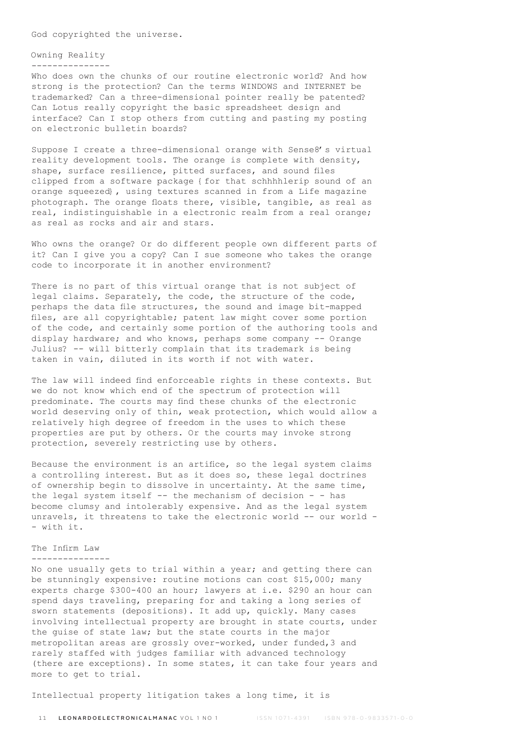God copyrighted the universe.

## Owning Reality

Who does own the chunks of our routine electronic world? And how strong is the protection? Can the terms WINDOWS and INTERNET be trademarked? Can a three-dimensional pointer really be patented? Can Lotus really copyright the basic spreadsheet design and interface? Can I stop others from cutting and pasting my posting on electronic bulletin boards?

Suppose I create a three-dimensional orange with Sense8's virtual reality development tools. The orange is complete with density, shape, surface resilience, pitted surfaces, and sound files clipped from a software package {for that schhhhlerip sound of an orange squeezed}, using textures scanned in from a Life magazine photograph. The orange floats there, visible, tangible, as real as real, indistinguishable in a electronic realm from a real orange; as real as rocks and air and stars.

Who owns the orange? Or do different people own different parts of it? Can I give you a copy? Can I sue someone who takes the orange code to incorporate it in another environment?

There is no part of this virtual orange that is not subject of legal claims. Separately, the code, the structure of the code, perhaps the data file structures, the sound and image bit-mapped files, are all copyrightable; patent law might cover some portion of the code, and certainly some portion of the authoring tools and display hardware; and who knows, perhaps some company -- Orange Julius? -- will bitterly complain that its trademark is being taken in vain, diluted in its worth if not with water.

The law will indeed find enforceable rights in these contexts. But we do not know which end of the spectrum of protection will predominate. The courts may find these chunks of the electronic world deserving only of thin, weak protection, which would allow a relatively high degree of freedom in the uses to which these properties are put by others. Or the courts may invoke strong protection, severely restricting use by others.

Because the environment is an artifice, so the legal system claims a controlling interest. But as it does so, these legal doctrines of ownership begin to dissolve in uncertainty. At the same time, the legal system itself -- the mechanism of decision - - has become clumsy and intolerably expensive. And as the legal system unravels, it threatens to take the electronic world -- our world - - with it.

## The Infirm Law

No one usually gets to trial within a year; and getting there can be stunningly expensive: routine motions can cost $15,000; many experts charge $300-400 an hour; lawyers at i.e. $290 an hour can spend days traveling, preparing for and taking a long series of sworn statements (depositions). It add up, quickly. Many cases involving intellectual property are brought in state courts, under the guise of state law; but the state courts in the major metropolitan areas are grossly over-worked, under funded,[3] and rarely staffed with judges familiar with advanced technology (there are exceptions). In some states, it can take four years and more to get to trial.

Intellectual property litigation takes a long time, it is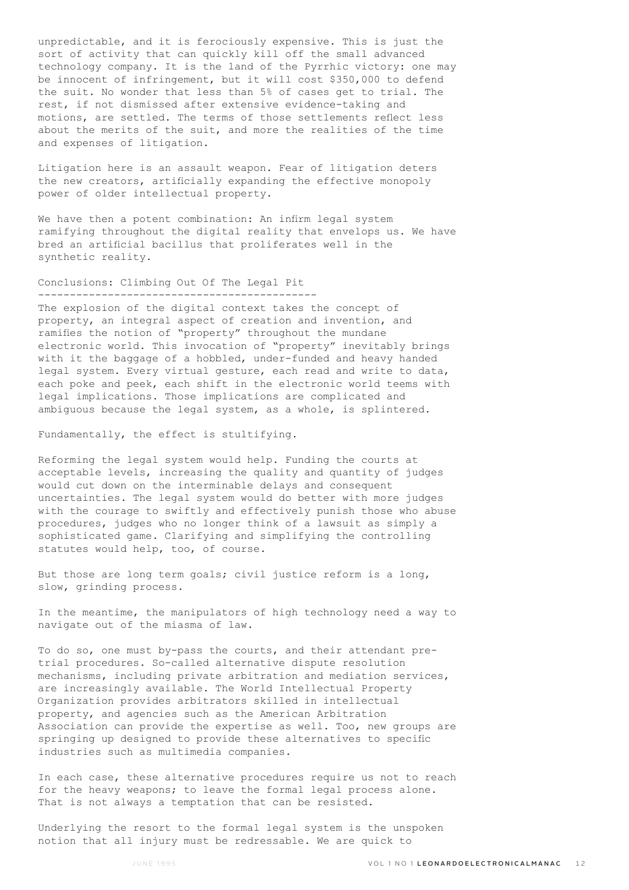unpredictable, and it is ferociously expensive. This is just the sort of activity that can quickly kill off the small advanced technology company. It is the land of the Pyrrhic victory: one may be innocent of infringement, but it will cost $350,000 to defend the suit. No wonder that less than 5% of cases get to trial. The rest, if not dismissed after extensive evidence-taking and motions, are settled. The terms of those settlements reflect less about the merits of the suit, and more the realities of the time and expenses of litigation.

Litigation here is an assault weapon. Fear of litigation deters the new creators, artificially expanding the effective monopoly power of older intellectual property.

We have then a potent combination: An infirm legal system ramifying throughout the digital reality that envelops us. We have bred an artificial bacillus that proliferates well in the synthetic reality.

## Conclusions: Climbing Out Of The Legal Pit

The explosion of the digital context takes the concept of property, an integral aspect of creation and invention, and ramifies the notion of "property" throughout the mundane electronic world. This invocation of "property" inevitably brings with it the baggage of a hobbled, under-funded and heavy handed legal system. Every virtual gesture, each read and write to data, each poke and peek, each shift in the electronic world teems with legal implications. Those implications are complicated and ambiguous because the legal system, as a whole, is splintered.

Fundamentally, the effect is stultifying.

Reforming the legal system would help. Funding the courts at acceptable levels, increasing the quality and quantity of judges would cut down on the interminable delays and consequent uncertainties. The legal system would do better with more judges with the courage to swiftly and effectively punish those who abuse procedures, judges who no longer think of a lawsuit as simply a sophisticated game. Clarifying and simplifying the controlling statutes would help, too, of course.

But those are long term goals; civil justice reform is a long, slow, grinding process.

In the meantime, the manipulators of high technology need a way to navigate out of the miasma of law.

To do so, one must by-pass the courts, and their attendant pre-trial procedures. So-called alternative dispute resolution mechanisms, including private arbitration and mediation services, are increasingly available. The World Intellectual Property Organization provides arbitrators skilled in intellectual property, and agencies such as the American Arbitration Association can provide the expertise as well. Too, new groups are springing up designed to provide these alternatives to specific industries such as multimedia companies.

In each case, these alternative procedures require us not to reach for the heavy weapons; to leave the formal legal process alone. That is not always a temptation that can be resisted.

Underlying the resort to the formal legal system is the unspoken notion that all injury must be redressable. We are quick to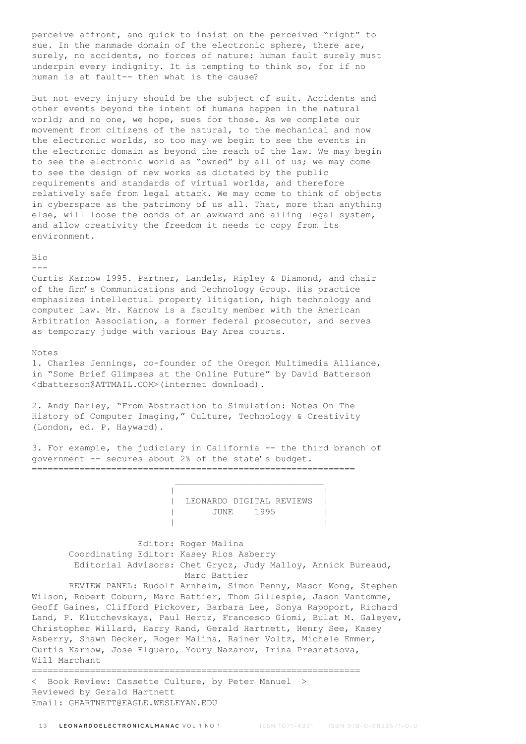perceive affront, and quick to insist on the perceived "right" to sue. In the manmade domain of the electronic sphere, there are, surely, no accidents, no forces of nature: human fault surely must underpin every indignity. It is tempting to think so, for if no human is at fault-- then what is the cause?

But not every injury should be the subject of suit. Accidents and other events beyond the intent of humans happen in the natural world; and no one, we hope, sues for those. As we complete our movement from citizens of the natural, to the mechanical and now the electronic worlds, so too may we begin to see the events in the electronic domain as beyond the reach of the law. We may begin to see the electronic world as "owned" by all of us; we may come to see the design of new works as dictated by the public requirements and standards of virtual worlds, and therefore relatively safe from legal attack. We may come to think of objects in cyberspace as the patrimony of us all. That, more than anything else, will loose the bonds of an awkward and ailing legal system, and allow creativity the freedom it needs to copy from its environment.

Bio
---
Curtis Karnow 1995. Partner, Landels, Ripley & Diamond, and chair of the firm's Communications and Technology Group. His practice emphasizes intellectual property litigation, high technology and computer law. Mr. Karnow is a faculty member with the American Arbitration Association, a former federal prosecutor, and serves as temporary judge with various Bay Area courts.

Notes

1. Charles Jennings, co-founder of the Oregon Multimedia Alliance, in "Some Brief Glimpses at the Online Future" by David Batterson <dbatterson@ATTMAIL.COM>(internet download).

2. Andy Darley, "From Abstraction to Simulation: Notes On The History of Computer Imaging," Culture, Technology & Creativity (London, ed. P. Hayward).

3. For example, the judiciary in California -- the third branch of government -- secures about 2% of the state's budget.

---

LEONARDO DIGITAL REVIEWS
JUNE 1995

Editor: Roger Malina
Coordinating Editor: Kasey Rios Asberry
Editorial Advisors: Chet Grycz, Judy Malloy, Annick Bureaud, Marc Battier
REVIEW PANEL: Rudolf Arnheim, Simon Penny, Mason Wong, Stephen Wilson, Robert Coburn, Marc Battier, Thom Gillespie, Jason Vantomme, Geoff Gaines, Clifford Pickover, Barbara Lee, Sonya Rapoport, Richard Land, P. Klutchevskaya, Paul Hertz, Francesco Giomi, Bulat M. Galeyev, Christopher Willard, Harry Rand, Gerald Hartnett, Henry See, Kasey Asberry, Shawn Decker, Roger Malina, Rainer Voltz, Michele Emmer, Curtis Karnow, Jose Elguero, Youry Nazarov, Irina Presnetsova, Will Marchant

---

< Book Review: Cassette Culture, by Peter Manuel >
Reviewed by Gerald Hartnett
Email: GHARTNETT@EAGLE.WESLEYAN.EDU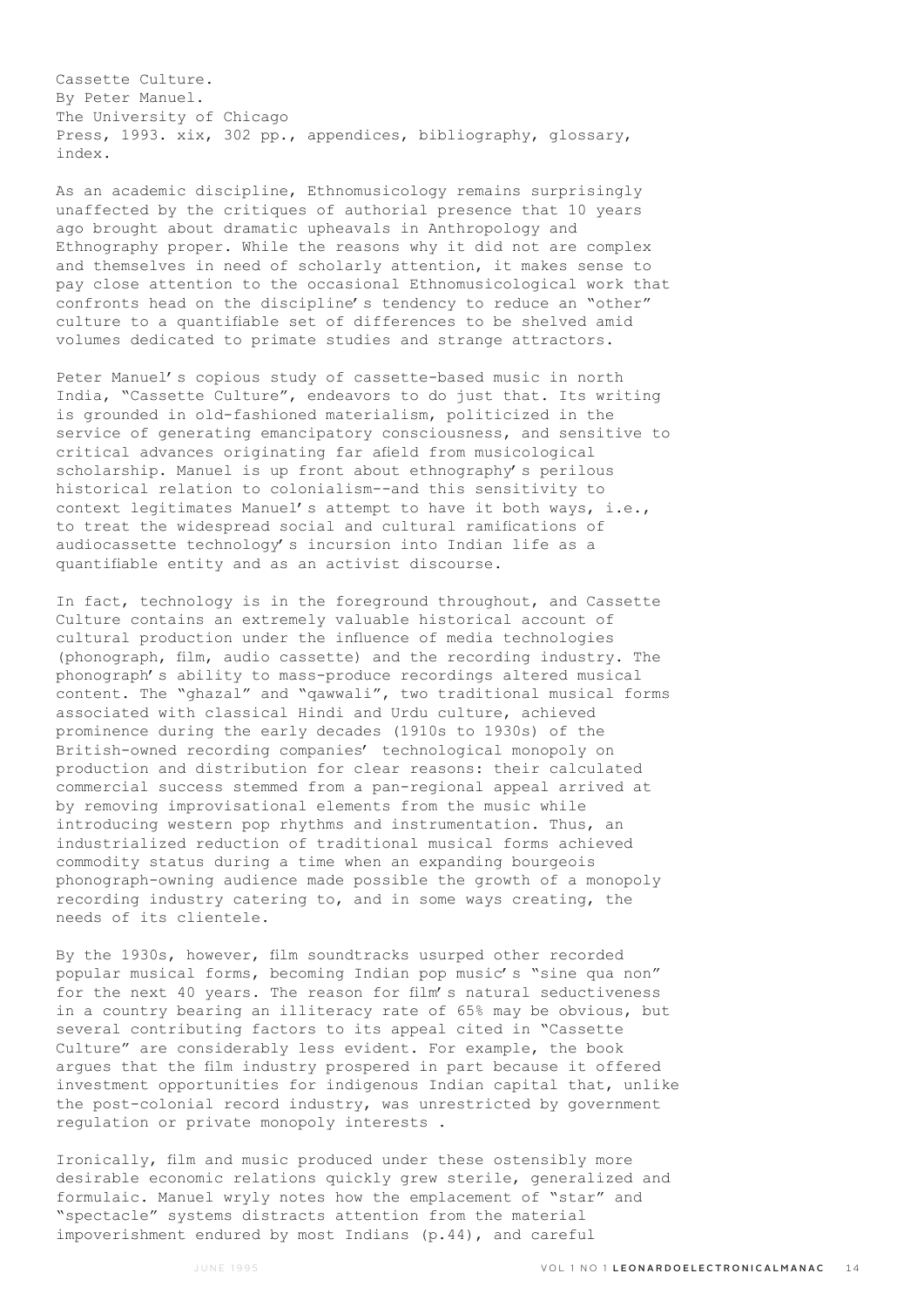Cassette Culture.
By Peter Manuel.
The University of Chicago
Press, 1993. xix, 302 pp., appendices, bibliography, glossary, index.

As an academic discipline, Ethnomusicology remains surprisingly unaffected by the critiques of authorial presence that 10 years ago brought about dramatic upheavals in Anthropology and Ethnography proper. While the reasons why it did not are complex and themselves in need of scholarly attention, it makes sense to pay close attention to the occasional Ethnomusicological work that confronts head on the discipline's tendency to reduce an "other" culture to a quantifiable set of differences to be shelved amid volumes dedicated to primate studies and strange attractors.

Peter Manuel's copious study of cassette-based music in north India, "Cassette Culture", endeavors to do just that. Its writing is grounded in old-fashioned materialism, politicized in the service of generating emancipatory consciousness, and sensitive to critical advances originating far afield from musicological scholarship. Manuel is up front about ethnography's perilous historical relation to colonialism--and this sensitivity to context legitimates Manuel's attempt to have it both ways, i.e., to treat the widespread social and cultural ramifications of audiocassette technology's incursion into Indian life as a quantifiable entity and as an activist discourse.

In fact, technology is in the foreground throughout, and Cassette Culture contains an extremely valuable historical account of cultural production under the influence of media technologies (phonograph, film, audio cassette) and the recording industry. The phonograph's ability to mass-produce recordings altered musical content. The "ghazal" and "qawwali", two traditional musical forms associated with classical Hindi and Urdu culture, achieved prominence during the early decades (1910s to 1930s) of the British-owned recording companies' technological monopoly on production and distribution for clear reasons: their calculated commercial success stemmed from a pan-regional appeal arrived at by removing improvisational elements from the music while introducing western pop rhythms and instrumentation. Thus, an industrialized reduction of traditional musical forms achieved commodity status during a time when an expanding bourgeois phonograph-owning audience made possible the growth of a monopoly recording industry catering to, and in some ways creating, the needs of its clientele.

By the 1930s, however, film soundtracks usurped other recorded popular musical forms, becoming Indian pop music's "sine qua non" for the next 40 years. The reason for film's natural seductiveness in a country bearing an illiteracy rate of 65% may be obvious, but several contributing factors to its appeal cited in "Cassette Culture" are considerably less evident. For example, the book argues that the film industry prospered in part because it offered investment opportunities for indigenous Indian capital that, unlike the post-colonial record industry, was unrestricted by government regulation or private monopoly interests .

Ironically, film and music produced under these ostensibly more desirable economic relations quickly grew sterile, generalized and formulaic. Manuel wryly notes how the emplacement of "star" and "spectacle" systems distracts attention from the material impoverishment endured by most Indians (p.44), and careful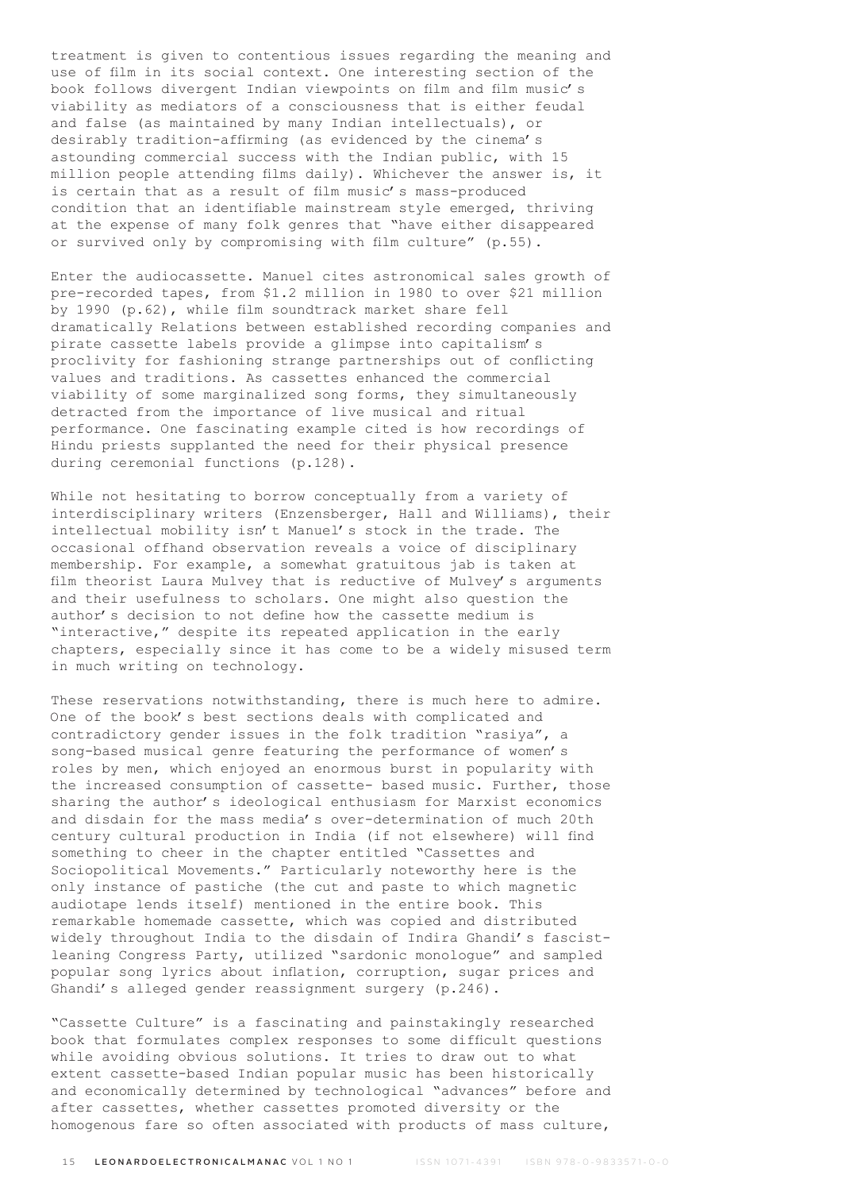treatment is given to contentious issues regarding the meaning and use of film in its social context. One interesting section of the book follows divergent Indian viewpoints on film and film music's viability as mediators of a consciousness that is either feudal and false (as maintained by many Indian intellectuals), or desirably tradition-affirming (as evidenced by the cinema's astounding commercial success with the Indian public, with 15 million people attending films daily). Whichever the answer is, it is certain that as a result of film music's mass-produced condition that an identifiable mainstream style emerged, thriving at the expense of many folk genres that "have either disappeared or survived only by compromising with film culture" (p.55).

Enter the audiocassette. Manuel cites astronomical sales growth of pre-recorded tapes, from $1.2 million in 1980 to over $21 million by 1990 (p.62), while film soundtrack market share fell dramatically Relations between established recording companies and pirate cassette labels provide a glimpse into capitalism's proclivity for fashioning strange partnerships out of conflicting values and traditions. As cassettes enhanced the commercial viability of some marginalized song forms, they simultaneously detracted from the importance of live musical and ritual performance. One fascinating example cited is how recordings of Hindu priests supplanted the need for their physical presence during ceremonial functions (p.128).

While not hesitating to borrow conceptually from a variety of interdisciplinary writers (Enzensberger, Hall and Williams), their intellectual mobility isn't Manuel's stock in the trade. The occasional offhand observation reveals a voice of disciplinary membership. For example, a somewhat gratuitous jab is taken at film theorist Laura Mulvey that is reductive of Mulvey's arguments and their usefulness to scholars. One might also question the author's decision to not define how the cassette medium is "interactive," despite its repeated application in the early chapters, especially since it has come to be a widely misused term in much writing on technology.

These reservations notwithstanding, there is much here to admire. One of the book's best sections deals with complicated and contradictory gender issues in the folk tradition "rasiya", a song-based musical genre featuring the performance of women's roles by men, which enjoyed an enormous burst in popularity with the increased consumption of cassette- based music. Further, those sharing the author's ideological enthusiasm for Marxist economics and disdain for the mass media's over-determination of much 20th century cultural production in India (if not elsewhere) will find something to cheer in the chapter entitled "Cassettes and Sociopolitical Movements." Particularly noteworthy here is the only instance of pastiche (the cut and paste to which magnetic audiotape lends itself) mentioned in the entire book. This remarkable homemade cassette, which was copied and distributed widely throughout India to the disdain of Indira Ghandi's fascist-leaning Congress Party, utilized "sardonic monologue" and sampled popular song lyrics about inflation, corruption, sugar prices and Ghandi's alleged gender reassignment surgery (p.246).

"Cassette Culture" is a fascinating and painstakingly researched book that formulates complex responses to some difficult questions while avoiding obvious solutions. It tries to draw out to what extent cassette-based Indian popular music has been historically and economically determined by technological "advances" before and after cassettes, whether cassettes promoted diversity or the homogenous fare so often associated with products of mass culture,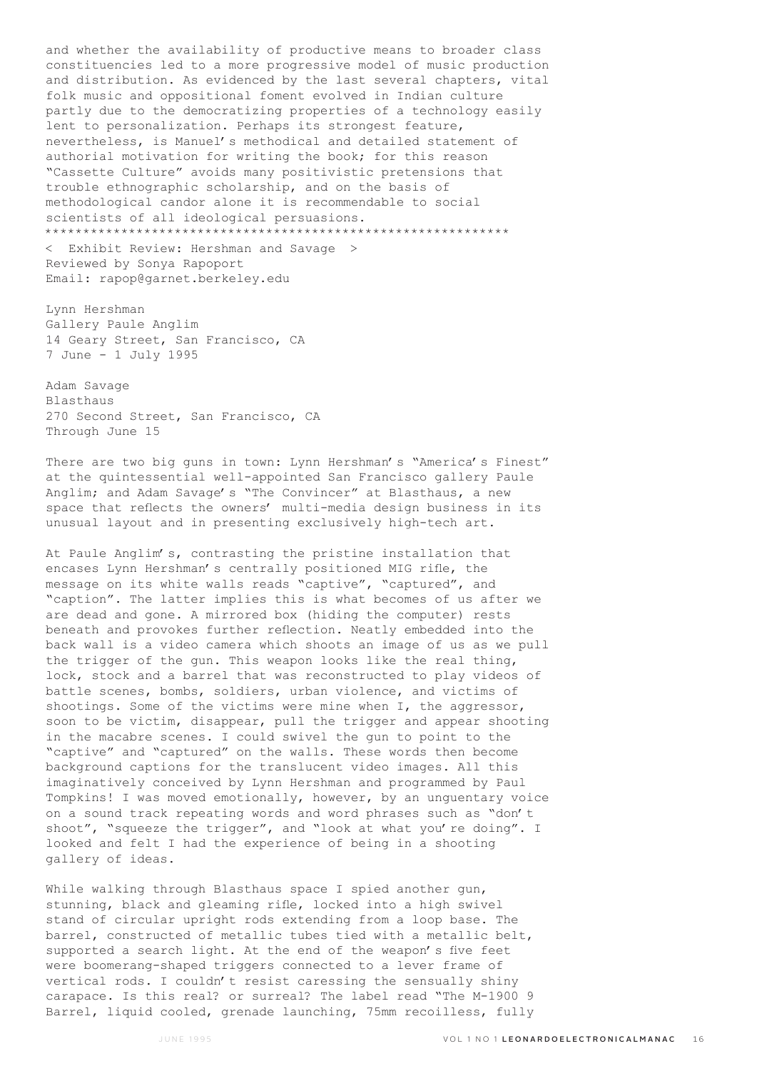and whether the availability of productive means to broader class constituencies led to a more progressive model of music production and distribution. As evidenced by the last several chapters, vital folk music and oppositional foment evolved in Indian culture partly due to the democratizing properties of a technology easily lent to personalization. Perhaps its strongest feature, nevertheless, is Manuel's methodical and detailed statement of authorial motivation for writing the book; for this reason "Cassette Culture" avoids many positivistic pretensions that trouble ethnographic scholarship, and on the basis of methodological candor alone it is recommendable to social scientists of all ideological persuasions.

************************************************************

< Exhibit Review: Hershman and Savage >
Reviewed by Sonya Rapoport
Email: rapop@garnet.berkeley.edu

Lynn Hershman
Gallery Paule Anglim
14 Geary Street, San Francisco, CA
7 June - 1 July 1995

Adam Savage
Blasthaus
270 Second Street, San Francisco, CA
Through June 15

There are two big guns in town: Lynn Hershman's "America's Finest" at the quintessential well-appointed San Francisco gallery Paule Anglim; and Adam Savage's "The Convincer" at Blasthaus, a new space that reflects the owners' multi-media design business in its unusual layout and in presenting exclusively high-tech art.

At Paule Anglim's, contrasting the pristine installation that encases Lynn Hershman's centrally positioned MIG rifle, the message on its white walls reads "captive", "captured", and "caption". The latter implies this is what becomes of us after we are dead and gone. A mirrored box (hiding the computer) rests beneath and provokes further reflection. Neatly embedded into the back wall is a video camera which shoots an image of us as we pull the trigger of the gun. This weapon looks like the real thing, lock, stock and a barrel that was reconstructed to play videos of battle scenes, bombs, soldiers, urban violence, and victims of shootings. Some of the victims were mine when I, the aggressor, soon to be victim, disappear, pull the trigger and appear shooting in the macabre scenes. I could swivel the gun to point to the "captive" and "captured" on the walls. These words then become background captions for the translucent video images. All this imaginatively conceived by Lynn Hershman and programmed by Paul Tompkins! I was moved emotionally, however, by an unguentary voice on a sound track repeating words and word phrases such as "don't shoot", "squeeze the trigger", and "look at what you're doing". I looked and felt I had the experience of being in a shooting gallery of ideas.

While walking through Blasthaus space I spied another gun, stunning, black and gleaming rifle, locked into a high swivel stand of circular upright rods extending from a loop base. The barrel, constructed of metallic tubes tied with a metallic belt, supported a search light. At the end of the weapon's five feet were boomerang-shaped triggers connected to a lever frame of vertical rods. I couldn't resist caressing the sensually shiny carapace. Is this real? or surreal? The label read "The M-1900 9 Barrel, liquid cooled, grenade launching, 75mm recoilless, fully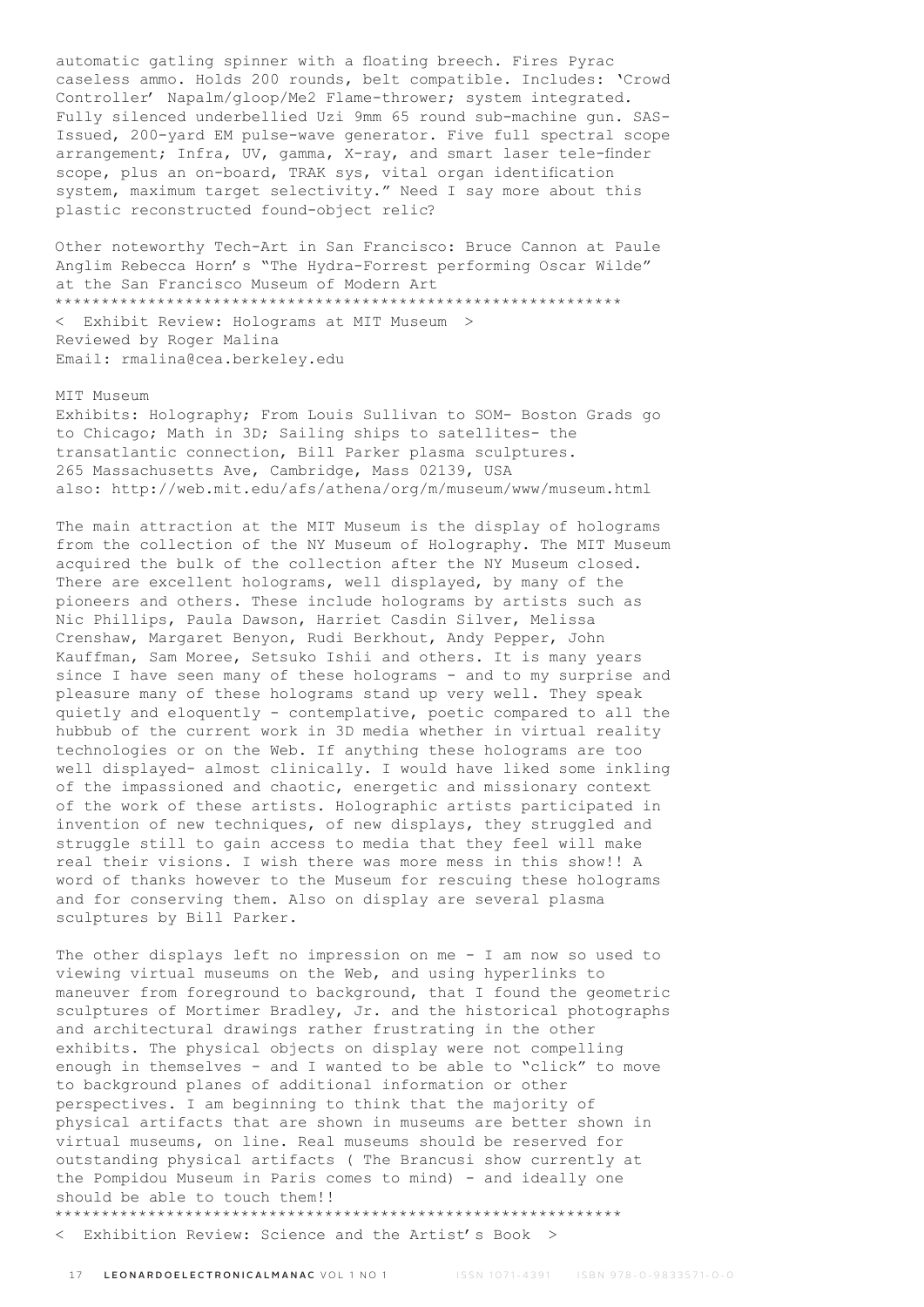automatic gatling spinner with a floating breech. Fires Pyrac caseless ammo. Holds 200 rounds, belt compatible. Includes: 'Crowd Controller' Napalm/gloop/Me2 Flame-thrower; system integrated. Fully silenced underbellied Uzi 9mm 65 round sub-machine gun. SAS-Issued, 200-yard EM pulse-wave generator. Five full spectral scope arrangement; Infra, UV, gamma, X-ray, and smart laser tele-finder scope, plus an on-board, TRAK sys, vital organ identification system, maximum target selectivity." Need I say more about this plastic reconstructed found-object relic?

Other noteworthy Tech-Art in San Francisco: Bruce Cannon at Paule Anglim Rebecca Horn's "The Hydra-Forrest performing Oscar Wilde" at the San Francisco Museum of Modern Art

************************************************************

< Exhibit Review: Holograms at MIT Museum >

Reviewed by Roger Malina
Email: rmalina@cea.berkeley.edu

MIT Museum
Exhibits: Holography; From Louis Sullivan to SOM- Boston Grads go to Chicago; Math in 3D; Sailing ships to satellites- the transatlantic connection, Bill Parker plasma sculptures.
265 Massachusetts Ave, Cambridge, Mass 02139, USA
also: http://web.mit.edu/afs/athena/org/m/museum/www/museum.html

The main attraction at the MIT Museum is the display of holograms from the collection of the NY Museum of Holography. The MIT Museum acquired the bulk of the collection after the NY Museum closed. There are excellent holograms, well displayed, by many of the pioneers and others. These include holograms by artists such as Nic Phillips, Paula Dawson, Harriet Casdin Silver, Melissa Crenshaw, Margaret Benyon, Rudi Berkhout, Andy Pepper, John Kauffman, Sam Moree, Setsuko Ishii and others. It is many years since I have seen many of these holograms - and to my surprise and pleasure many of these holograms stand up very well. They speak quietly and eloquently - contemplative, poetic compared to all the hubbub of the current work in 3D media whether in virtual reality technologies or on the Web. If anything these holograms are too well displayed- almost clinically. I would have liked some inkling of the impassioned and chaotic, energetic and missionary context of the work of these artists. Holographic artists participated in invention of new techniques, of new displays, they struggled and struggle still to gain access to media that they feel will make real their visions. I wish there was more mess in this show!! A word of thanks however to the Museum for rescuing these holograms and for conserving them. Also on display are several plasma sculptures by Bill Parker.

The other displays left no impression on me - I am now so used to viewing virtual museums on the Web, and using hyperlinks to maneuver from foreground to background, that I found the geometric sculptures of Mortimer Bradley, Jr. and the historical photographs and architectural drawings rather frustrating in the other exhibits. The physical objects on display were not compelling enough in themselves - and I wanted to be able to "click" to move to background planes of additional information or other perspectives. I am beginning to think that the majority of physical artifacts that are shown in museums are better shown in virtual museums, on line. Real museums should be reserved for outstanding physical artifacts ( The Brancusi show currently at the Pompidou Museum in Paris comes to mind) - and ideally one should be able to touch them!!

************************************************************

< Exhibition Review: Science and the Artist's Book >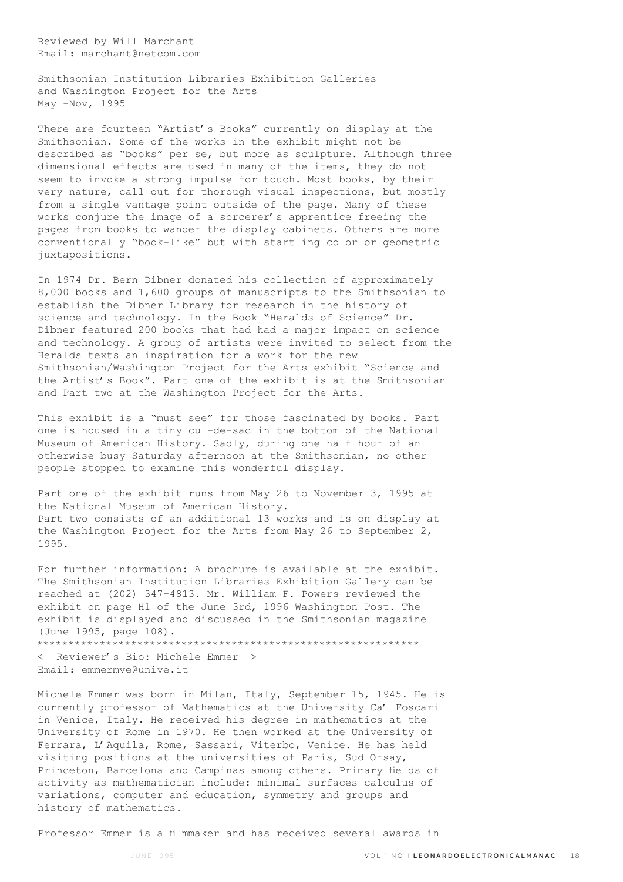Reviewed by Will Marchant
Email: marchant@netcom.com

Smithsonian Institution Libraries Exhibition Galleries and Washington Project for the Arts
May -Nov, 1995

There are fourteen "Artist's Books" currently on display at the Smithsonian. Some of the works in the exhibit might not be described as "books" per se, but more as sculpture. Although three dimensional effects are used in many of the items, they do not seem to invoke a strong impulse for touch. Most books, by their very nature, call out for thorough visual inspections, but mostly from a single vantage point outside of the page. Many of these works conjure the image of a sorcerer's apprentice freeing the pages from books to wander the display cabinets. Others are more conventionally "book-like" but with startling color or geometric juxtapositions.

In 1974 Dr. Bern Dibner donated his collection of approximately 8,000 books and 1,600 groups of manuscripts to the Smithsonian to establish the Dibner Library for research in the history of science and technology. In the Book "Heralds of Science" Dr. Dibner featured 200 books that had had a major impact on science and technology. A group of artists were invited to select from the Heralds texts an inspiration for a work for the new Smithsonian/Washington Project for the Arts exhibit "Science and the Artist's Book". Part one of the exhibit is at the Smithsonian and Part two at the Washington Project for the Arts.

This exhibit is a "must see" for those fascinated by books. Part one is housed in a tiny cul-de-sac in the bottom of the National Museum of American History. Sadly, during one half hour of an otherwise busy Saturday afternoon at the Smithsonian, no other people stopped to examine this wonderful display.

Part one of the exhibit runs from May 26 to November 3, 1995 at the National Museum of American History.
Part two consists of an additional 13 works and is on display at the Washington Project for the Arts from May 26 to September 2, 1995.

For further information: A brochure is available at the exhibit. The Smithsonian Institution Libraries Exhibition Gallery can be reached at (202) 347-4813. Mr. William F. Powers reviewed the exhibit on page H1 of the June 3rd, 1996 Washington Post. The exhibit is displayed and discussed in the Smithsonian magazine (June 1995, page 108).

************************************************************

< Reviewer's Bio: Michele Emmer >
Email: emmermve@unive.it

Michele Emmer was born in Milan, Italy, September 15, 1945. He is currently professor of Mathematics at the University Ca' Foscari in Venice, Italy. He received his degree in mathematics at the University of Rome in 1970. He then worked at the University of Ferrara, L'Aquila, Rome, Sassari, Viterbo, Venice. He has held visiting positions at the universities of Paris, Sud Orsay, Princeton, Barcelona and Campinas among others. Primary fields of activity as mathematician include: minimal surfaces calculus of variations, computer and education, symmetry and groups and history of mathematics.

Professor Emmer is a filmmaker and has received several awards in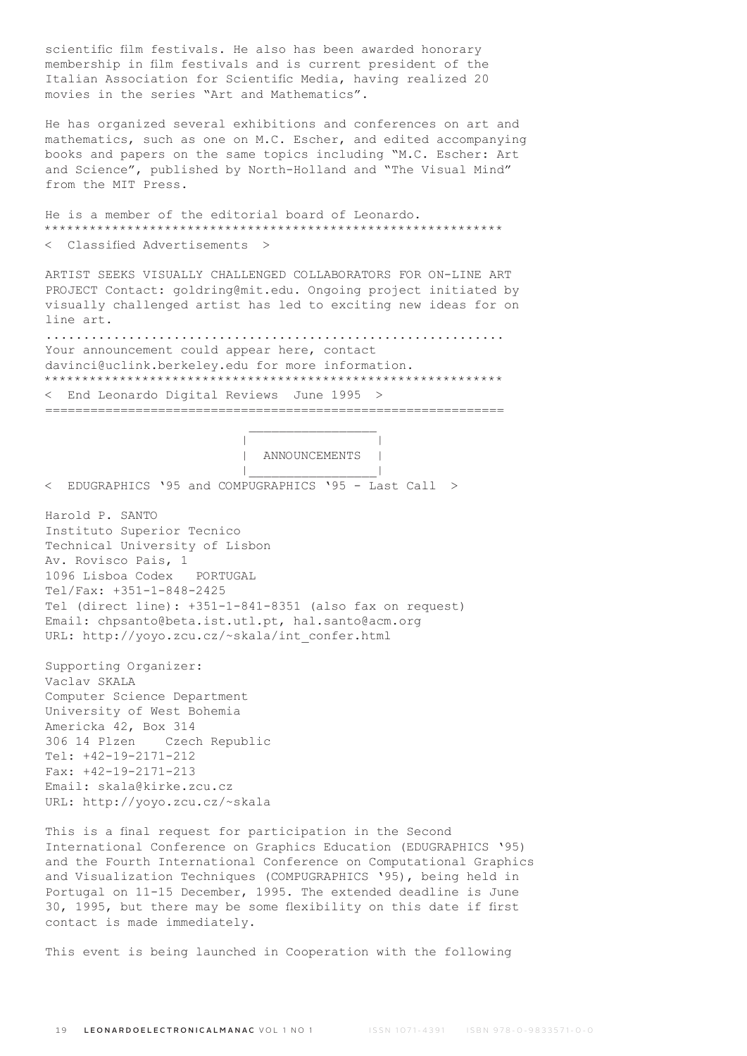scientific film festivals. He also has been awarded honorary membership in film festivals and is current president of the Italian Association for Scientific Media, having realized 20 movies in the series "Art and Mathematics".

He has organized several exhibitions and conferences on art and mathematics, such as one on M.C. Escher, and edited accompanying books and papers on the same topics including "M.C. Escher: Art and Science", published by North-Holland and "The Visual Mind" from the MIT Press.

He is a member of the editorial board of Leonardo.

************************************************************

< Classified Advertisements >

ARTIST SEEKS VISUALLY CHALLENGED COLLABORATORS FOR ON-LINE ART PROJECT Contact: goldring@mit.edu. Ongoing project initiated by visually challenged artist has led to exciting new ideas for on line art.

............................................................

Your announcement could appear here, contact davinci@uclink.berkeley.edu for more information.

************************************************************

< End Leonardo Digital Reviews June 1995 >

============================================================

## ANNOUNCEMENTS

< EDUGRAPHICS '95 and COMPUGRAPHICS '95 - Last Call >

Harold P. SANTO
Instituto Superior Tecnico
Technical University of Lisbon
Av. Rovisco Pais, 1
1096 Lisboa Codex PORTUGAL
Tel/Fax: +351-1-848-2425
Tel (direct line): +351-1-841-8351 (also fax on request)
Email: chpsanto@beta.ist.utl.pt, hal.santo@acm.org
URL: http://yoyo.zcu.cz/~skala/int_confer.html

Supporting Organizer:
Vaclav SKALA
Computer Science Department
University of West Bohemia
Americka 42, Box 314
306 14 Plzen Czech Republic
Tel: +42-19-2171-212
Fax: +42-19-2171-213
Email: skala@kirke.zcu.cz
URL: http://yoyo.zcu.cz/~skala

This is a final request for participation in the Second International Conference on Graphics Education (EDUGRAPHICS '95) and the Fourth International Conference on Computational Graphics and Visualization Techniques (COMPUGRAPHICS '95), being held in Portugal on 11-15 December, 1995. The extended deadline is June 30, 1995, but there may be some flexibility on this date if first contact is made immediately.

This event is being launched in Cooperation with the following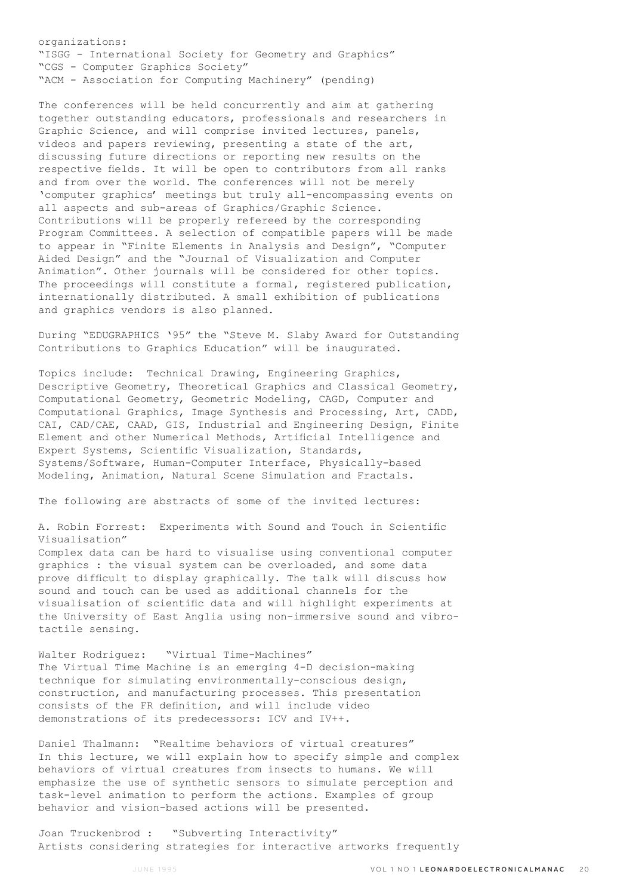organizations:
"ISGG - International Society for Geometry and Graphics"
"CGS - Computer Graphics Society"
"ACM - Association for Computing Machinery" (pending)

The conferences will be held concurrently and aim at gathering together outstanding educators, professionals and researchers in Graphic Science, and will comprise invited lectures, panels, videos and papers reviewing, presenting a state of the art, discussing future directions or reporting new results on the respective fields. It will be open to contributors from all ranks and from over the world. The conferences will not be merely 'computer graphics' meetings but truly all-encompassing events on all aspects and sub-areas of Graphics/Graphic Science. Contributions will be properly refereed by the corresponding Program Committees. A selection of compatible papers will be made to appear in "Finite Elements in Analysis and Design", "Computer Aided Design" and the "Journal of Visualization and Computer Animation". Other journals will be considered for other topics. The proceedings will constitute a formal, registered publication, internationally distributed. A small exhibition of publications and graphics vendors is also planned.

During "EDUGRAPHICS '95" the "Steve M. Slaby Award for Outstanding Contributions to Graphics Education" will be inaugurated.

Topics include: Technical Drawing, Engineering Graphics, Descriptive Geometry, Theoretical Graphics and Classical Geometry, Computational Geometry, Geometric Modeling, CAGD, Computer and Computational Graphics, Image Synthesis and Processing, Art, CADD, CAI, CAD/CAE, CAAD, GIS, Industrial and Engineering Design, Finite Element and other Numerical Methods, Artificial Intelligence and Expert Systems, Scientific Visualization, Standards, Systems/Software, Human-Computer Interface, Physically-based Modeling, Animation, Natural Scene Simulation and Fractals.

The following are abstracts of some of the invited lectures:

A. Robin Forrest: Experiments with Sound and Touch in Scientific Visualisation"
Complex data can be hard to visualise using conventional computer graphics : the visual system can be overloaded, and some data prove difficult to display graphically. The talk will discuss how sound and touch can be used as additional channels for the visualisation of scientific data and will highlight experiments at the University of East Anglia using non-immersive sound and vibro-tactile sensing.

Walter Rodriguez: "Virtual Time-Machines"
The Virtual Time Machine is an emerging 4-D decision-making technique for simulating environmentally-conscious design, construction, and manufacturing processes. This presentation consists of the FR definition, and will include video demonstrations of its predecessors: ICV and IV++.

Daniel Thalmann: "Realtime behaviors of virtual creatures"
In this lecture, we will explain how to specify simple and complex behaviors of virtual creatures from insects to humans. We will emphasize the use of synthetic sensors to simulate perception and task-level animation to perform the actions. Examples of group behavior and vision-based actions will be presented.

Joan Truckenbrod : "Subverting Interactivity"
Artists considering strategies for interactive artworks frequently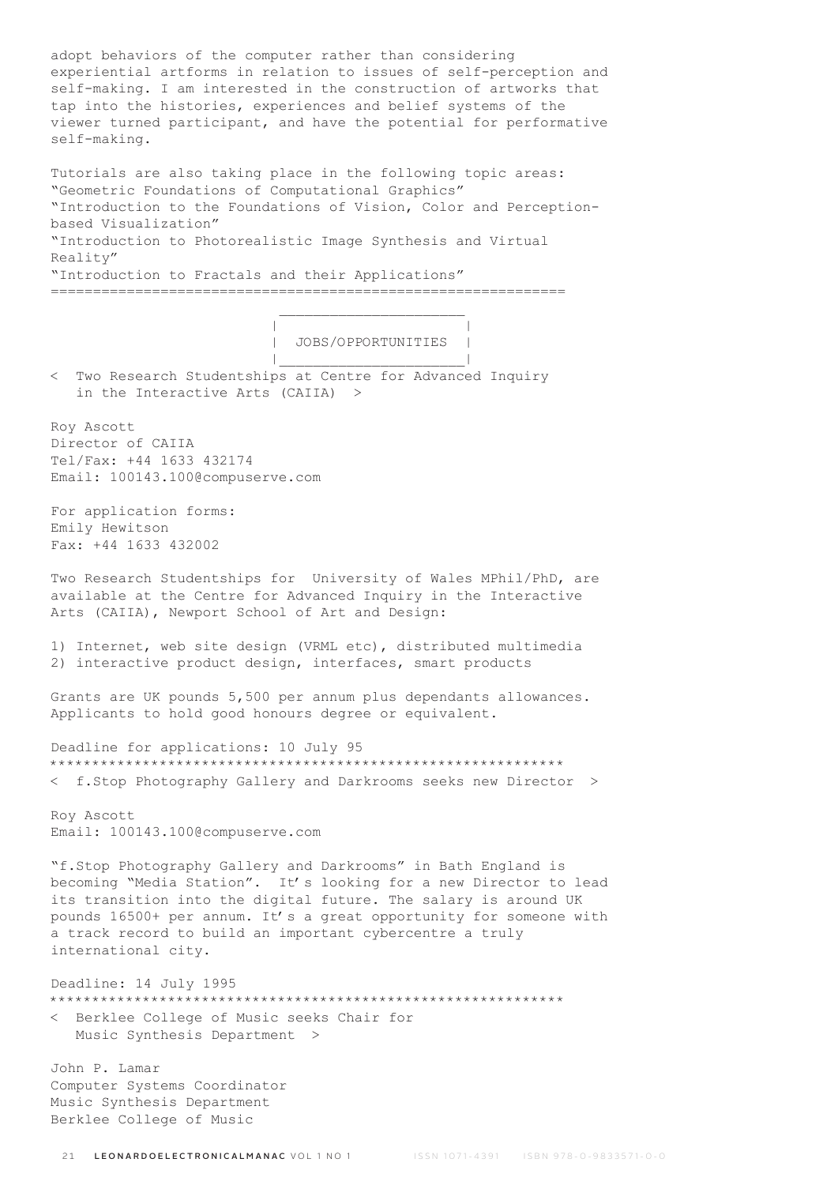adopt behaviors of the computer rather than considering experiential artforms in relation to issues of self-perception and self-making. I am interested in the construction of artworks that tap into the histories, experiences and belief systems of the viewer turned participant, and have the potential for performative self-making.

Tutorials are also taking place in the following topic areas:
"Geometric Foundations of Computational Graphics"
"Introduction to the Foundations of Vision, Color and Perception-based Visualization"
"Introduction to Photorealistic Image Synthesis and Virtual Reality"
"Introduction to Fractals and their Applications"

=============================================================

## JOBS/OPPORTUNITIES

< Two Research Studentships at Centre for Advanced Inquiry in the Interactive Arts (CAIIA) >

Roy Ascott
Director of CAIIA
Tel/Fax: +44 1633 432174
Email: 100143.100@compuserve.com

For application forms:
Emily Hewitson
Fax: +44 1633 432002

Two Research Studentships for University of Wales MPhil/PhD, are available at the Centre for Advanced Inquiry in the Interactive Arts (CAIIA), Newport School of Art and Design:

1) Internet, web site design (VRML etc), distributed multimedia
2) interactive product design, interfaces, smart products

Grants are UK pounds 5,500 per annum plus dependants allowances. Applicants to hold good honours degree or equivalent.

Deadline for applications: 10 July 95

*************************************************************

< f.Stop Photography Gallery and Darkrooms seeks new Director >

Roy Ascott
Email: 100143.100@compuserve.com

"f.Stop Photography Gallery and Darkrooms" in Bath England is becoming "Media Station". It's looking for a new Director to lead its transition into the digital future. The salary is around UK pounds 16500+ per annum. It's a great opportunity for someone with a track record to build an important cybercentre a truly international city.

Deadline: 14 July 1995

*************************************************************

< Berklee College of Music seeks Chair for Music Synthesis Department >

John P. Lamar
Computer Systems Coordinator
Music Synthesis Department
Berklee College of Music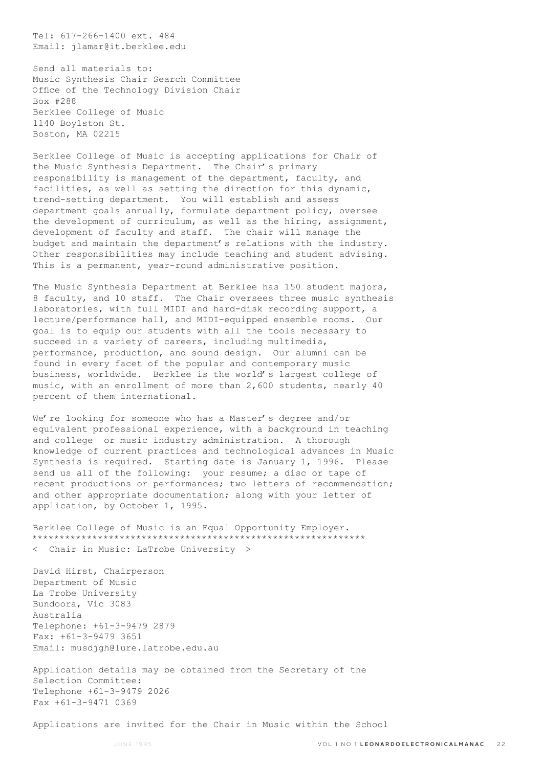Tel: 617-266-1400 ext. 484
Email: jlamar@it.berklee.edu

Send all materials to:
Music Synthesis Chair Search Committee
Office of the Technology Division Chair
Box #288
Berklee College of Music
1140 Boylston St.
Boston, MA 02215

Berklee College of Music is accepting applications for Chair of the Music Synthesis Department. The Chair's primary responsibility is management of the department, faculty, and facilities, as well as setting the direction for this dynamic, trend-setting department. You will establish and assess department goals annually, formulate department policy, oversee the development of curriculum, as well as the hiring, assignment, development of faculty and staff. The chair will manage the budget and maintain the department's relations with the industry. Other responsibilities may include teaching and student advising. This is a permanent, year-round administrative position.

The Music Synthesis Department at Berklee has 150 student majors, 8 faculty, and 10 staff. The Chair oversees three music synthesis laboratories, with full MIDI and hard-disk recording support, a lecture/performance hall, and MIDI-equipped ensemble rooms. Our goal is to equip our students with all the tools necessary to succeed in a variety of careers, including multimedia, performance, production, and sound design. Our alumni can be found in every facet of the popular and contemporary music business, worldwide. Berklee is the world's largest college of music, with an enrollment of more than 2,600 students, nearly 40 percent of them international.

We're looking for someone who has a Master's degree and/or equivalent professional experience, with a background in teaching and college or music industry administration. A thorough knowledge of current practices and technological advances in Music Synthesis is required. Starting date is January 1, 1996. Please send us all of the following: your resume; a disc or tape of recent productions or performances; two letters of recommendation; and other appropriate documentation; along with your letter of application, by October 1, 1995.

Berklee College of Music is an Equal Opportunity Employer.
\*\*\*\*\*\*\*\*\*\*\*\*\*\*\*\*\*\*\*\*\*\*\*\*\*\*\*\*\*\*\*\*\*\*\*\*\*\*\*\*\*\*\*\*\*\*\*\*\*\*\*\*\*\*\*\*\*\*\*\*\*\*

< Chair in Music: LaTrobe University >

David Hirst, Chairperson
Department of Music
La Trobe University
Bundoora, Vic 3083
Australia
Telephone: +61-3-9479 2879
Fax: +61-3-9479 3651
Email: musdjgh@lure.latrobe.edu.au

Application details may be obtained from the Secretary of the Selection Committee:
Telephone +61-3-9479 2026
Fax +61-3-9471 0369

Applications are invited for the Chair in Music within the School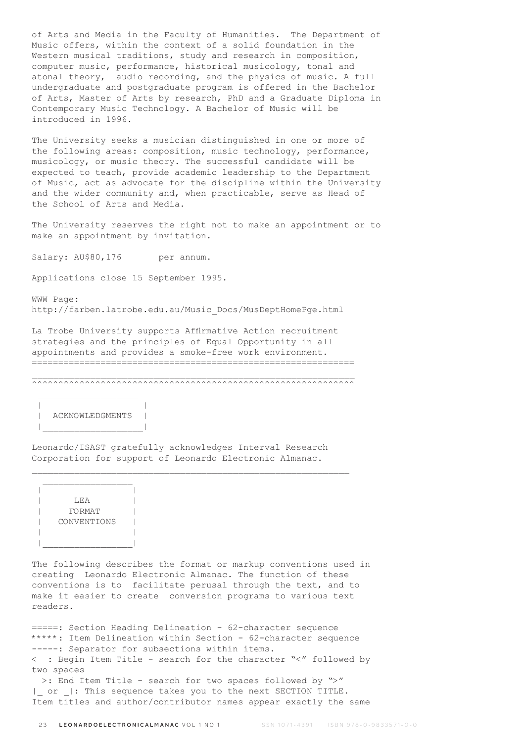of Arts and Media in the Faculty of Humanities. The Department of Music offers, within the context of a solid foundation in the Western musical traditions, study and research in composition, computer music, performance, historical musicology, tonal and atonal theory, audio recording, and the physics of music. A full undergraduate and postgraduate program is offered in the Bachelor of Arts, Master of Arts by research, PhD and a Graduate Diploma in Contemporary Music Technology. A Bachelor of Music will be introduced in 1996.

The University seeks a musician distinguished in one or more of the following areas: composition, music technology, performance, musicology, or music theory. The successful candidate will be expected to teach, provide academic leadership to the Department of Music, act as advocate for the discipline within the University and the wider community and, when practicable, serve as Head of the School of Arts and Media.

The University reserves the right not to make an appointment or to make an appointment by invitation.

Salary: AU$80,176 per annum.

Applications close 15 September 1995.

WWW Page:
http://farben.latrobe.edu.au/Music_Docs/MusDeptHomePge.html

La Trobe University supports Affirmative Action recruitment strategies and the principles of Equal Opportunity in all appointments and provides a smoke-free work environment.

==============================================================

______________________________________________________________
^^^^^^^^^^^^^^^^^^^^^^^^^^^^^^^^^^^^^^^^^^^^^^^^^^^^^^^^^^^^^^

## ACKNOWLEDGMENTS

Leonardo/ISAST gratefully acknowledges Interval Research Corporation for support of Leonardo Electronic Almanac.

______________________________________________________________

## LEA FORMAT CONVENTIONS

The following describes the format or markup conventions used in creating Leonardo Electronic Almanac. The function of these conventions is to facilitate perusal through the text, and to make it easier to create conversion programs to various text readers.

=====: Section Heading Delineation - 62-character sequence
*****: Item Delineation within Section - 62-character sequence
-----: Separator for subsections within items.
<  : Begin Item Title - search for the character "<" followed by two spaces
  >: End Item Title - search for two spaces followed by ">"
|_ or _|: This sequence takes you to the next SECTION TITLE.
Item titles and author/contributor names appear exactly the same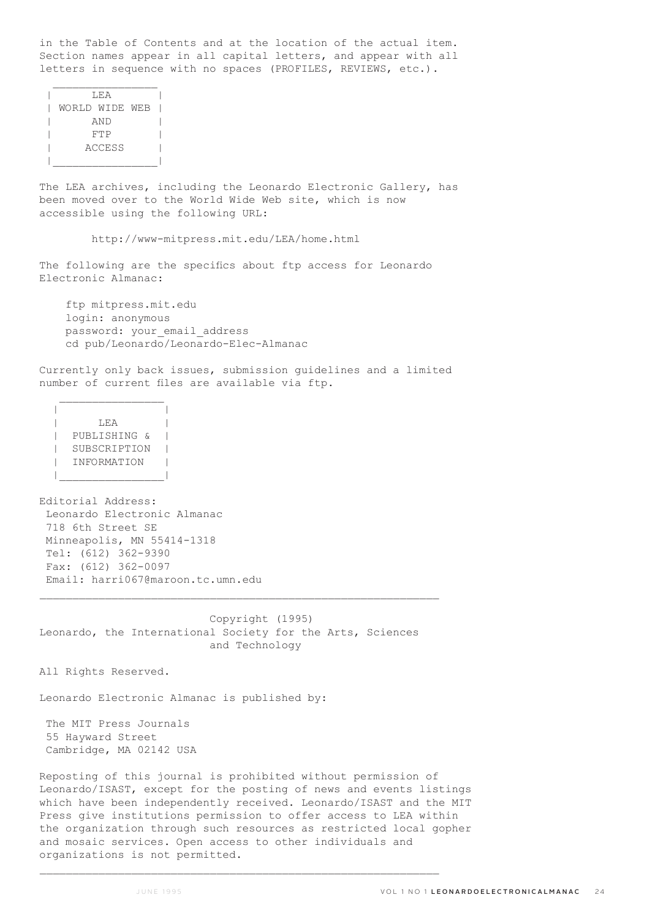in the Table of Contents and at the location of the actual item. Section names appear in all capital letters, and appear with all letters in sequence with no spaces (PROFILES, REVIEWS, etc.).

```
 ________________
|      LEA       |
| WORLD WIDE WEB |
|      AND       |
|      FTP       |
|     ACCESS     |
|________________|
```

The LEA archives, including the Leonardo Electronic Gallery, has been moved over to the World Wide Web site, which is now accessible using the following URL:

    http://www-mitpress.mit.edu/LEA/home.html

The following are the specifics about ftp access for Leonardo Electronic Almanac:

```
ftp mitpress.mit.edu
login: anonymous
password: your_email_address
cd pub/Leonardo/Leonardo-Elec-Almanac
```

Currently only back issues, submission guidelines and a limited number of current files are available via ftp.

```
 ________________
|                |
|      LEA       |
|  PUBLISHING &  |
|  SUBSCRIPTION  |
|  INFORMATION   |
|________________|
```

Editorial Address:
Leonardo Electronic Almanac
718 6th Street SE
Minneapolis, MN 55414-1318
Tel: (612) 362-9390
Fax: (612) 362-0097
Email: harri067@maroon.tc.umn.edu

---

Copyright (1995)
Leonardo, the International Society for the Arts, Sciences and Technology

All Rights Reserved.

Leonardo Electronic Almanac is published by:

The MIT Press Journals
55 Hayward Street
Cambridge, MA 02142 USA

Reposting of this journal is prohibited without permission of Leonardo/ISAST, except for the posting of news and events listings which have been independently received. Leonardo/ISAST and the MIT Press give institutions permission to offer access to LEA within the organization through such resources as restricted local gopher and mosaic services. Open access to other individuals and organizations is not permitted.

---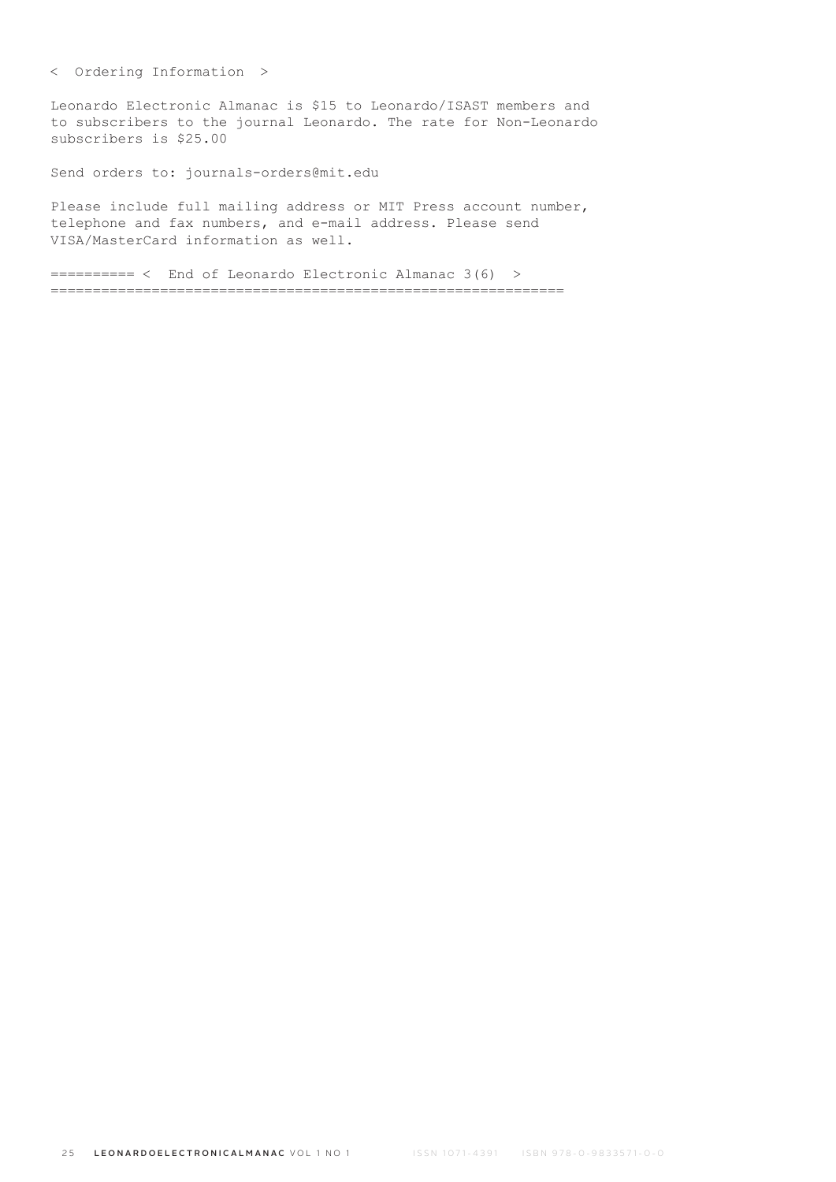< Ordering Information >

Leonardo Electronic Almanac is $15 to Leonardo/ISAST members and to subscribers to the journal Leonardo. The rate for Non-Leonardo subscribers is $25.00

Send orders to: journals-orders@mit.edu

Please include full mailing address or MIT Press account number, telephone and fax numbers, and e-mail address. Please send VISA/MasterCard information as well.

========== < End of Leonardo Electronic Almanac 3(6) >
============================================================